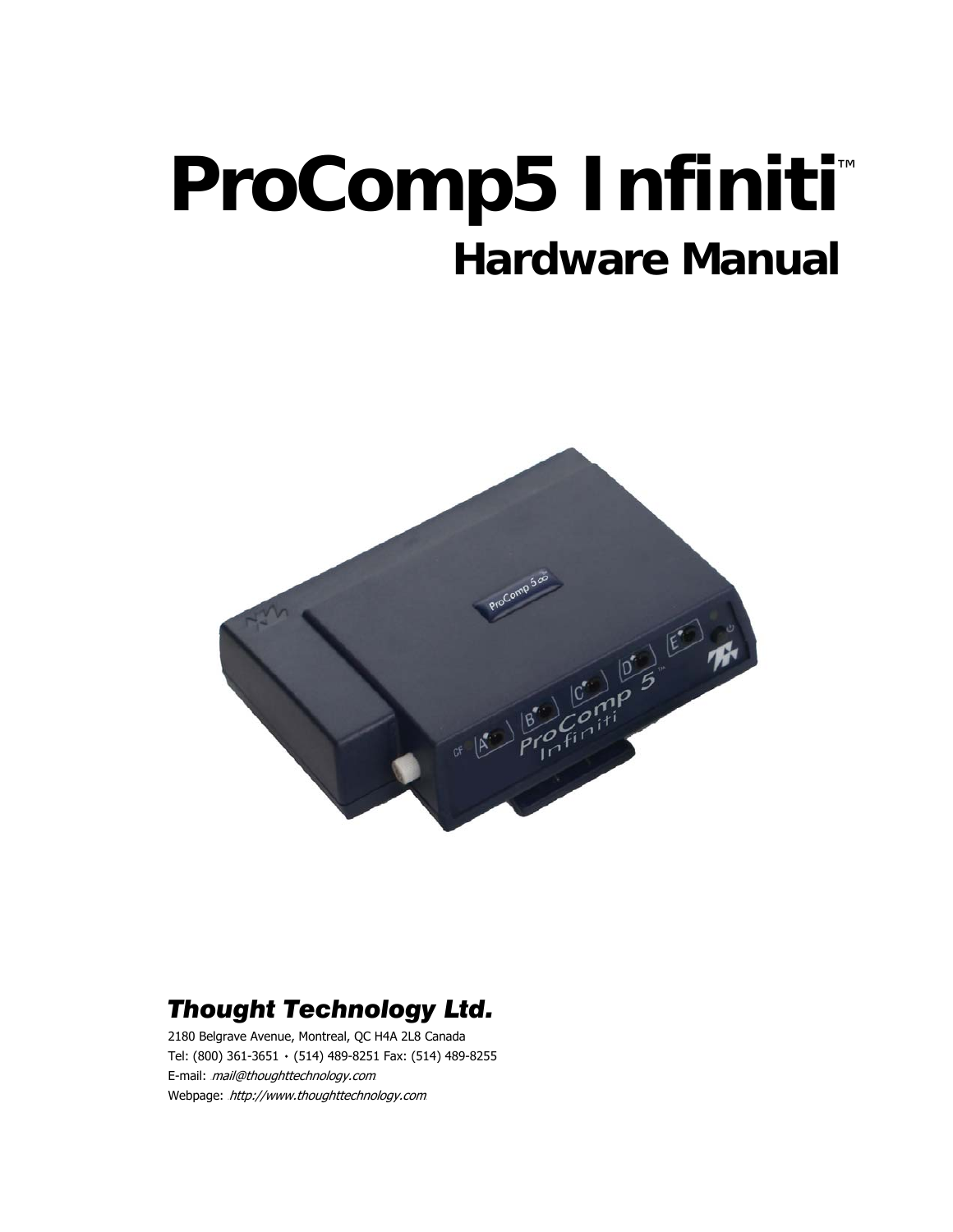# ProComp5 Infiniti™

## Hardware Manual

***Thought Technology Ltd.***

2180 Belgrave Avenue, Montreal, QC H4A 2L8 Canada

Tel: (800) 361-3651 · (514) 489-8251 Fax: (514) 489-8255

E-mail: *mail@thoughttechnology.com*

Webpage: *http://www.thoughttechnology.com*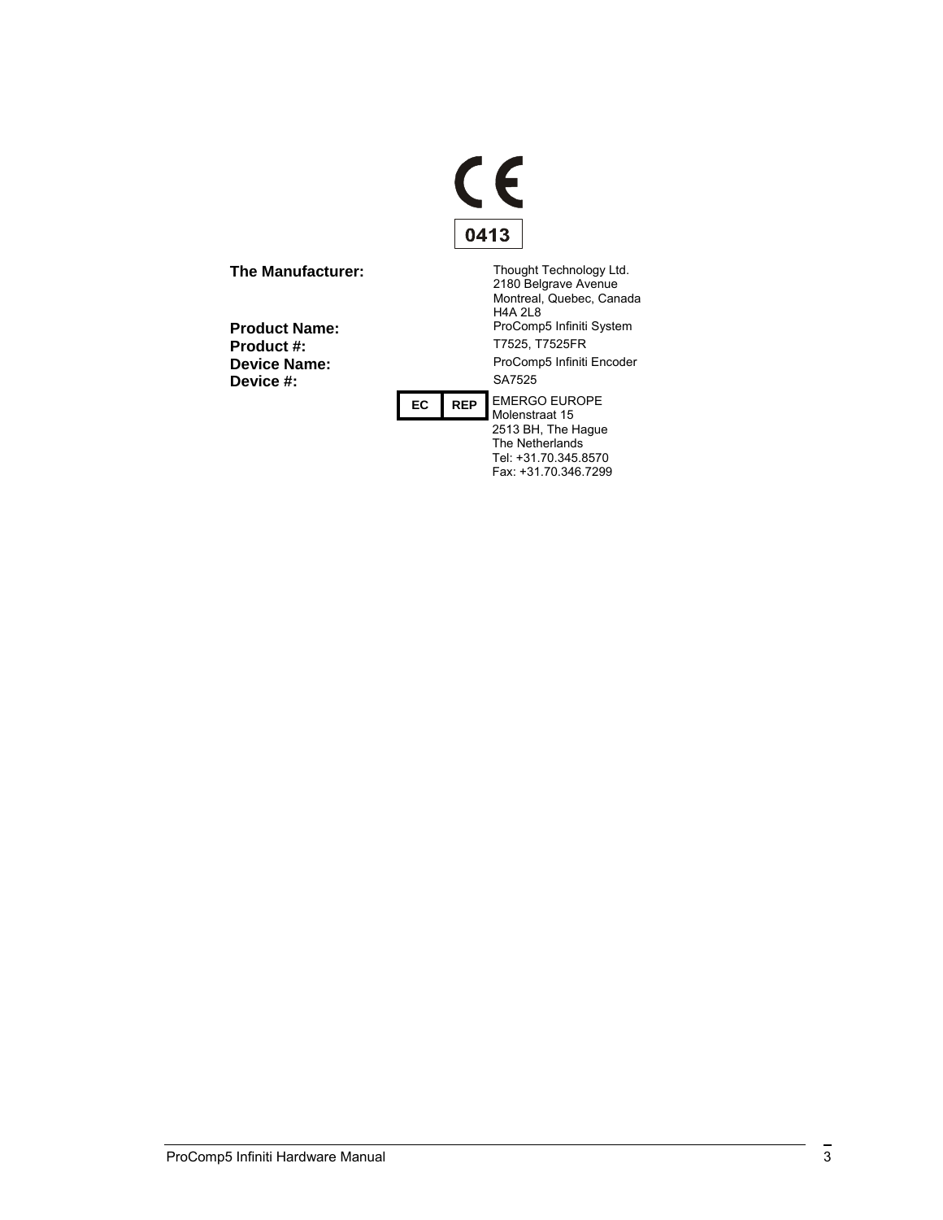CE

0413

| | |
|---|---|
| **The Manufacturer:** | Thought Technology Ltd.<br>2180 Belgrave Avenue<br>Montreal, Quebec, Canada<br>H4A 2L8 |
| **Product Name:** | ProComp5 Infiniti System |
| **Product #:** | T7525, T7525FR |
| **Device Name:** | ProComp5 Infiniti Encoder |
| **Device #:** | SA7525 |
| **EC REP** | EMERGO EUROPE<br>Molenstraat 15<br>2513 BH, The Hague<br>The Netherlands<br>Tel: +31.70.345.8570<br>Fax: +31.70.346.7299 |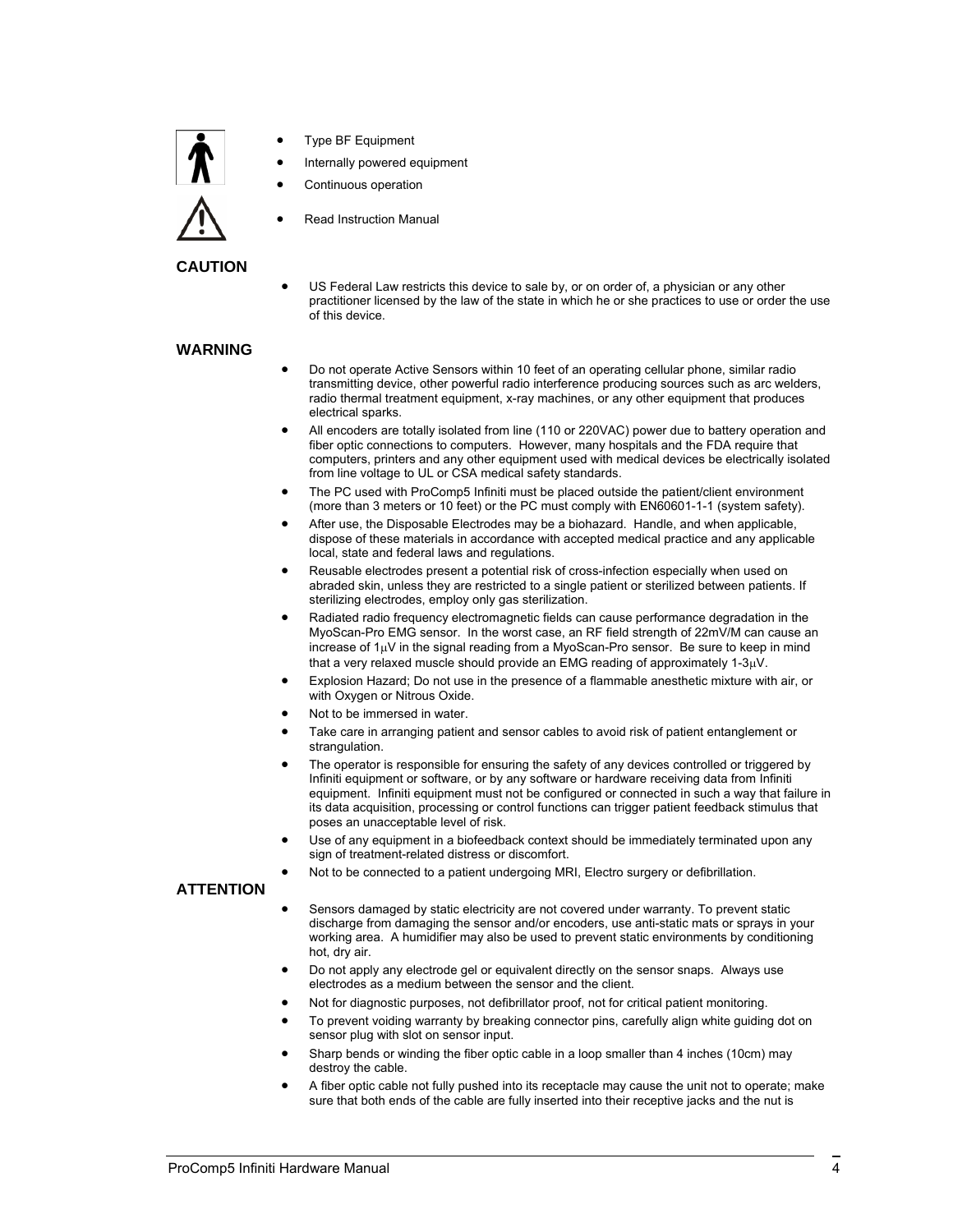- Type BF Equipment
- Internally powered equipment
- Continuous operation
- Read Instruction Manual

**CAUTION**

- US Federal Law restricts this device to sale by, or on order of, a physician or any other practitioner licensed by the law of the state in which he or she practices to use or order the use of this device.

**WARNING**

- Do not operate Active Sensors within 10 feet of an operating cellular phone, similar radio transmitting device, other powerful radio interference producing sources such as arc welders, radio thermal treatment equipment, x-ray machines, or any other equipment that produces electrical sparks.
- All encoders are totally isolated from line (110 or 220VAC) power due to battery operation and fiber optic connections to computers. However, many hospitals and the FDA require that computers, printers and any other equipment used with medical devices be electrically isolated from line voltage to UL or CSA medical safety standards.
- The PC used with ProComp5 Infiniti must be placed outside the patient/client environment (more than 3 meters or 10 feet) or the PC must comply with EN60601-1-1 (system safety).
- After use, the Disposable Electrodes may be a biohazard. Handle, and when applicable, dispose of these materials in accordance with accepted medical practice and any applicable local, state and federal laws and regulations.
- Reusable electrodes present a potential risk of cross-infection especially when used on abraded skin, unless they are restricted to a single patient or sterilized between patients. If sterilizing electrodes, employ only gas sterilization.
- Radiated radio frequency electromagnetic fields can cause performance degradation in the MyoScan-Pro EMG sensor. In the worst case, an RF field strength of 22mV/M can cause an increase of 1μV in the signal reading from a MyoScan-Pro sensor. Be sure to keep in mind that a very relaxed muscle should provide an EMG reading of approximately 1-3μV.
- Explosion Hazard; Do not use in the presence of a flammable anesthetic mixture with air, or with Oxygen or Nitrous Oxide.
- Not to be immersed in water.
- Take care in arranging patient and sensor cables to avoid risk of patient entanglement or strangulation.
- The operator is responsible for ensuring the safety of any devices controlled or triggered by Infiniti equipment or software, or by any software or hardware receiving data from Infiniti equipment. Infiniti equipment must not be configured or connected in such a way that failure in its data acquisition, processing or control functions can trigger patient feedback stimulus that poses an unacceptable level of risk.
- Use of any equipment in a biofeedback context should be immediately terminated upon any sign of treatment-related distress or discomfort.
- Not to be connected to a patient undergoing MRI, Electro surgery or defibrillation.

**ATTENTION**

- Sensors damaged by static electricity are not covered under warranty. To prevent static discharge from damaging the sensor and/or encoders, use anti-static mats or sprays in your working area. A humidifier may also be used to prevent static environments by conditioning hot, dry air.
- Do not apply any electrode gel or equivalent directly on the sensor snaps. Always use electrodes as a medium between the sensor and the client.
- Not for diagnostic purposes, not defibrillator proof, not for critical patient monitoring.
- To prevent voiding warranty by breaking connector pins, carefully align white guiding dot on sensor plug with slot on sensor input.
- Sharp bends or winding the fiber optic cable in a loop smaller than 4 inches (10cm) may destroy the cable.
- A fiber optic cable not fully pushed into its receptacle may cause the unit not to operate; make sure that both ends of the cable are fully inserted into their receptive jacks and the nut is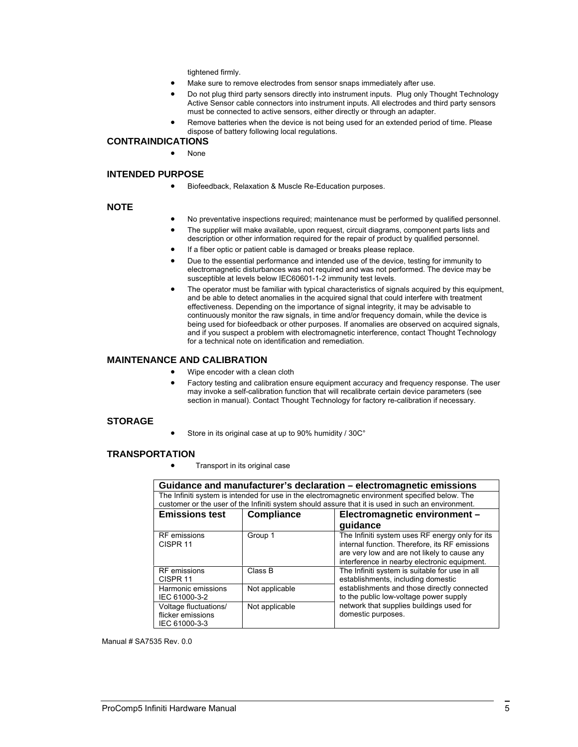tightened firmly.

- Make sure to remove electrodes from sensor snaps immediately after use.
- Do not plug third party sensors directly into instrument inputs. Plug only Thought Technology Active Sensor cable connectors into instrument inputs. All electrodes and third party sensors must be connected to active sensors, either directly or through an adapter.
- Remove batteries when the device is not being used for an extended period of time. Please dispose of battery following local regulations.

## CONTRAINDICATIONS

- None

## INTENDED PURPOSE

- Biofeedback, Relaxation & Muscle Re-Education purposes.

## NOTE

- No preventative inspections required; maintenance must be performed by qualified personnel.
- The supplier will make available, upon request, circuit diagrams, component parts lists and description or other information required for the repair of product by qualified personnel.
- If a fiber optic or patient cable is damaged or breaks please replace.
- Due to the essential performance and intended use of the device, testing for immunity to electromagnetic disturbances was not required and was not performed. The device may be susceptible at levels below IEC60601-1-2 immunity test levels.
- The operator must be familiar with typical characteristics of signals acquired by this equipment, and be able to detect anomalies in the acquired signal that could interfere with treatment effectiveness. Depending on the importance of signal integrity, it may be advisable to continuously monitor the raw signals, in time and/or frequency domain, while the device is being used for biofeedback or other purposes. If anomalies are observed on acquired signals, and if you suspect a problem with electromagnetic interference, contact Thought Technology for a technical note on identification and remediation.

## MAINTENANCE AND CALIBRATION

- Wipe encoder with a clean cloth
- Factory testing and calibration ensure equipment accuracy and frequency response. The user may invoke a self-calibration function that will recalibrate certain device parameters (see section in manual). Contact Thought Technology for factory re-calibration if necessary.

## STORAGE

- Store in its original case at up to 90% humidity / 30C°

## TRANSPORTATION

- Transport in its original case

| Guidance and manufacturer's declaration – electromagnetic emissions | | |
|---|---|---|
| The Infiniti system is intended for use in the electromagnetic environment specified below. The customer or the user of the Infiniti system should assure that it is used in such an environment. | | |
| **Emissions test** | **Compliance** | **Electromagnetic environment – guidance** |
| RF emissions CISPR 11 | Group 1 | The Infiniti system uses RF energy only for its internal function. Therefore, its RF emissions are very low and are not likely to cause any interference in nearby electronic equipment. |
| RF emissions CISPR 11 | Class B | The Infiniti system is suitable for use in all establishments, including domestic establishments and those directly connected to the public low-voltage power supply network that supplies buildings used for domestic purposes. |
| Harmonic emissions IEC 61000-3-2 | Not applicable | |
| Voltage fluctuations/ flicker emissions IEC 61000-3-3 | Not applicable | |

Manual # SA7535 Rev. 0.0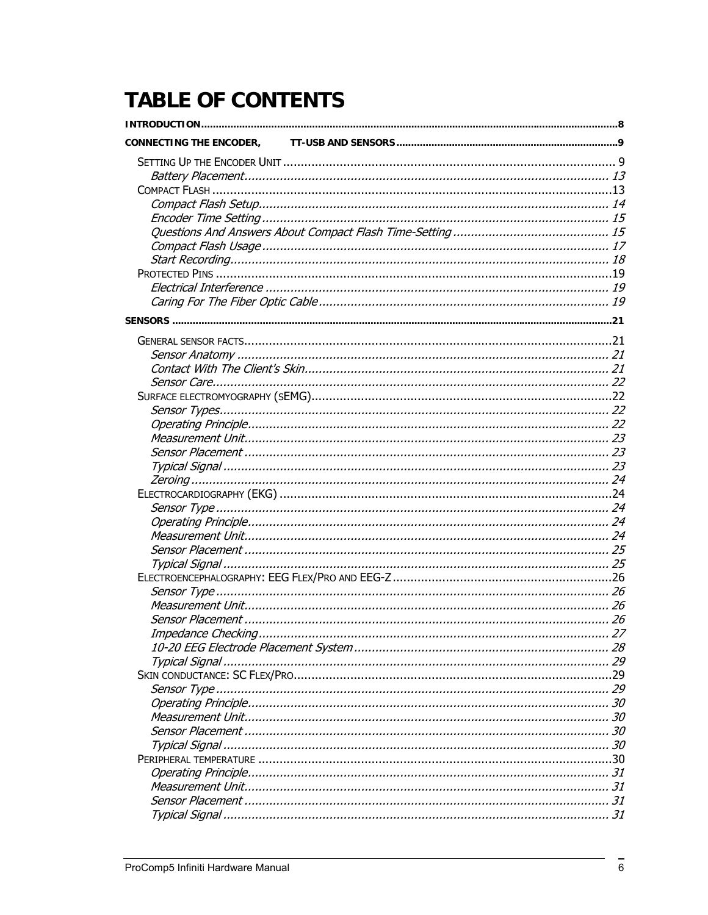# TABLE OF CONTENTS

**INTRODUCTION** ........ 8

**CONNECTING THE ENCODER, TT-USB AND SENSORS** ........ 9

- SETTING UP THE ENCODER UNIT ........ 9
  - *Battery Placement* ........ 13
- COMPACT FLASH ........ 13
  - *Compact Flash Setup* ........ 14
  - *Encoder Time Setting* ........ 15
  - *Questions And Answers About Compact Flash Time-Setting* ........ 15
  - *Compact Flash Usage* ........ 17
  - *Start Recording* ........ 18
- PROTECTED PINS ........ 19
  - *Electrical Interference* ........ 19
  - *Caring For The Fiber Optic Cable* ........ 19

**SENSORS** ........ 21

- GENERAL SENSOR FACTS ........ 21
  - *Sensor Anatomy* ........ 21
  - *Contact With The Client's Skin* ........ 21
  - *Sensor Care* ........ 22
- SURFACE ELECTROMYOGRAPHY (SEMG) ........ 22
  - *Sensor Types* ........ 22
  - *Operating Principle* ........ 22
  - *Measurement Unit* ........ 23
  - *Sensor Placement* ........ 23
  - *Typical Signal* ........ 23
  - *Zeroing* ........ 24
- ELECTROCARDIOGRAPHY (EKG) ........ 24
  - *Sensor Type* ........ 24
  - *Operating Principle* ........ 24
  - *Measurement Unit* ........ 24
  - *Sensor Placement* ........ 25
  - *Typical Signal* ........ 25
- ELECTROENCEPHALOGRAPHY: EEG FLEX/PRO AND EEG-Z ........ 26
  - *Sensor Type* ........ 26
  - *Measurement Unit* ........ 26
  - *Sensor Placement* ........ 26
  - *Impedance Checking* ........ 27
  - *10-20 EEG Electrode Placement System* ........ 28
  - *Typical Signal* ........ 29
- SKIN CONDUCTANCE: SC FLEX/PRO ........ 29
  - *Sensor Type* ........ 29
  - *Operating Principle* ........ 30
  - *Measurement Unit* ........ 30
  - *Sensor Placement* ........ 30
  - *Typical Signal* ........ 30
- PERIPHERAL TEMPERATURE ........ 30
  - *Operating Principle* ........ 31
  - *Measurement Unit* ........ 31
  - *Sensor Placement* ........ 31
  - *Typical Signal* ........ 31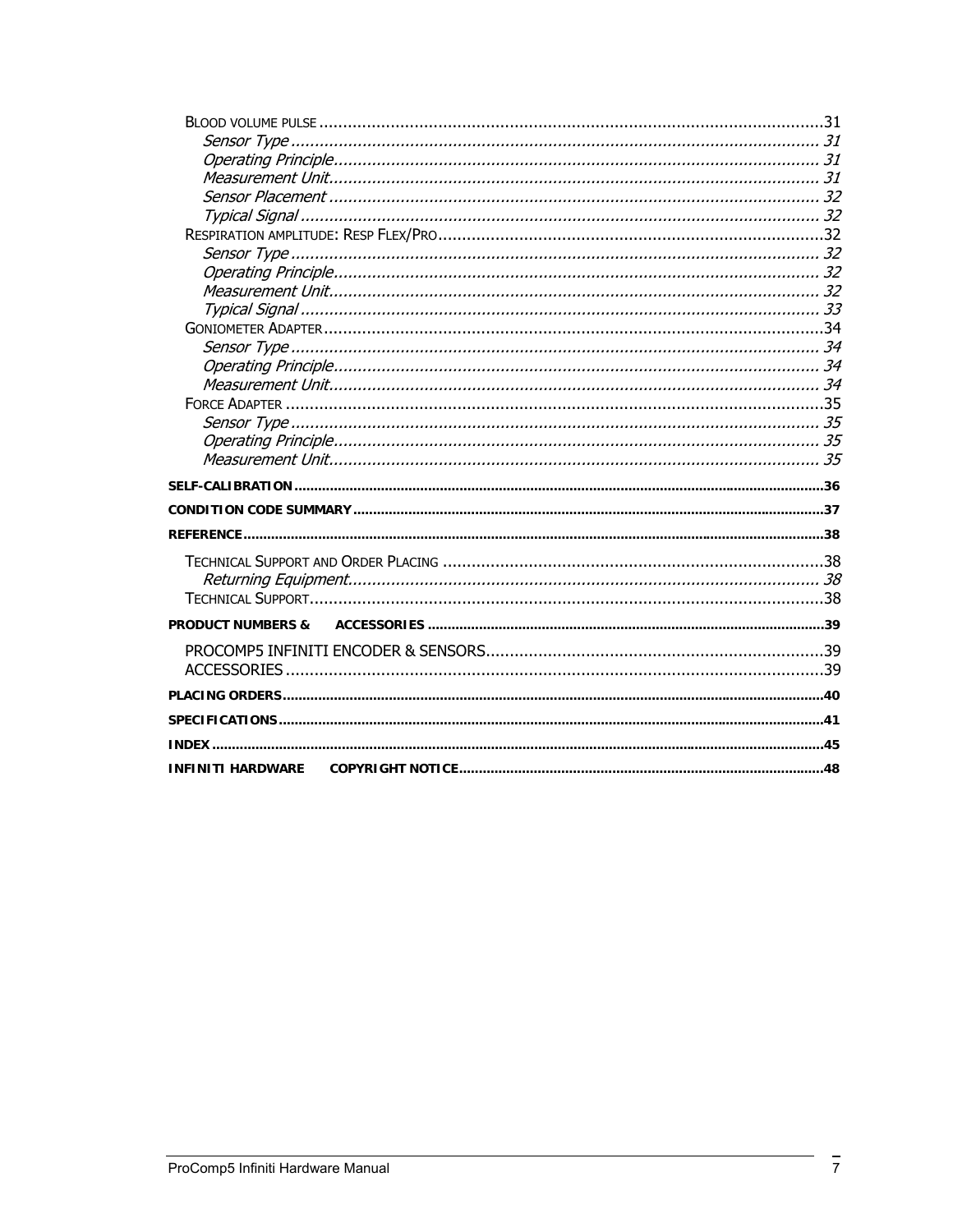Blood volume pulse ....................................................................31
*Sensor Type* .................................................................... 31
*Operating Principle*.................................................................... 31
*Measurement Unit*.................................................................... 31
*Sensor Placement* .................................................................... 32
*Typical Signal* .................................................................... 32
Respiration amplitude: Resp Flex/Pro....................................................................32
*Sensor Type* .................................................................... 32
*Operating Principle*.................................................................... 32
*Measurement Unit*.................................................................... 32
*Typical Signal* .................................................................... 33
Goniometer Adapter....................................................................34
*Sensor Type* .................................................................... 34
*Operating Principle*.................................................................... 34
*Measurement Unit*.................................................................... 34
Force Adapter ....................................................................35
*Sensor Type* .................................................................... 35
*Operating Principle*.................................................................... 35
*Measurement Unit*.................................................................... 35

**SELF-CALIBRATION....................................................................36**

**CONDITION CODE SUMMARY....................................................................37**

**REFERENCE....................................................................38**

Technical Support and Order Placing ....................................................................38
*Returning Equipment*.................................................................... 38
Technical Support....................................................................38

**PRODUCT NUMBERS & ACCESSORIES ....................................................................39**

PROCOMP5 INFINITI ENCODER & SENSORS....................................................................39
ACCESSORIES ....................................................................39

**PLACING ORDERS....................................................................40**

**SPECIFICATIONS....................................................................41**

**INDEX ....................................................................45**

**INFINITI HARDWARE COPYRIGHT NOTICE....................................................................48**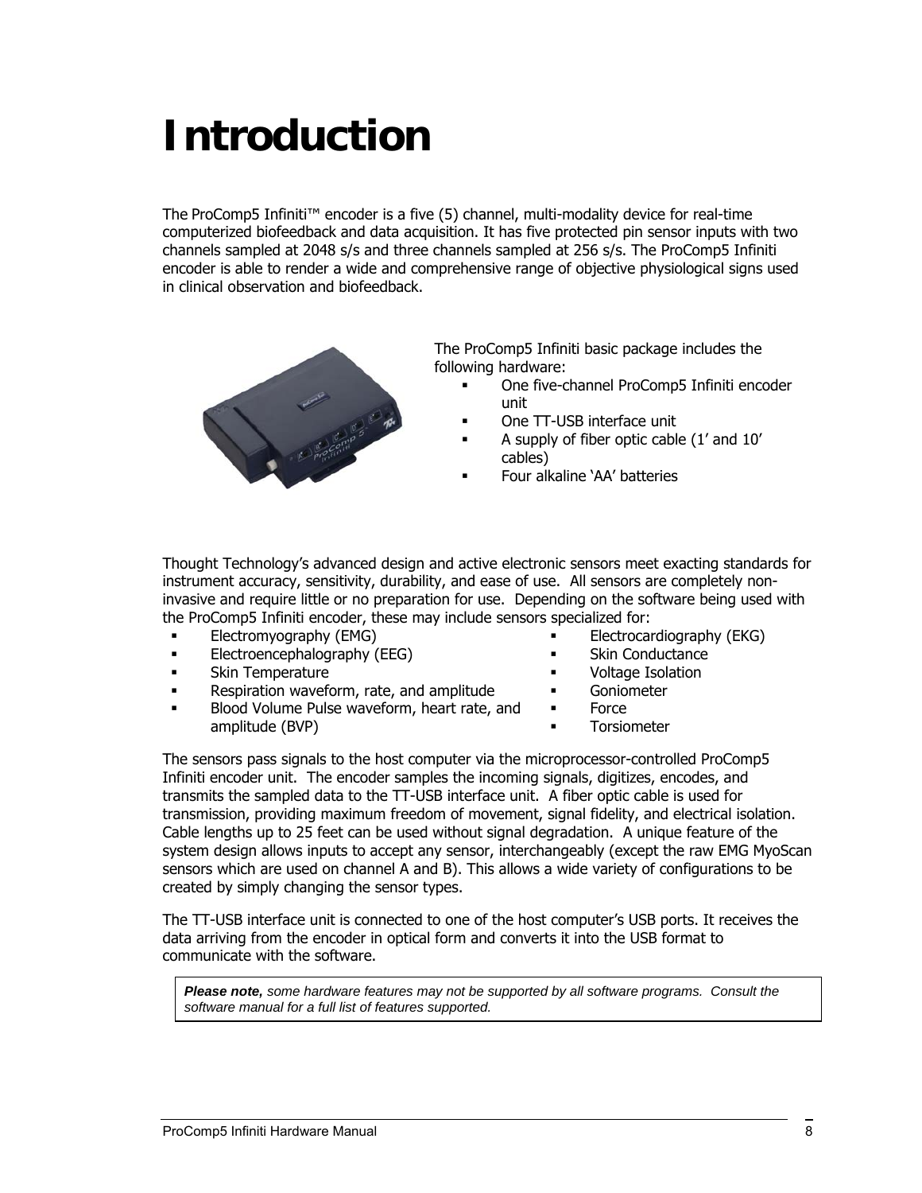# Introduction

The ProComp5 Infiniti™ encoder is a five (5) channel, multi-modality device for real-time computerized biofeedback and data acquisition. It has five protected pin sensor inputs with two channels sampled at 2048 s/s and three channels sampled at 256 s/s. The ProComp5 Infiniti encoder is able to render a wide and comprehensive range of objective physiological signs used in clinical observation and biofeedback.

The ProComp5 Infiniti basic package includes the following hardware:

- One five-channel ProComp5 Infiniti encoder unit
- One TT-USB interface unit
- A supply of fiber optic cable (1' and 10' cables)
- Four alkaline 'AA' batteries

Thought Technology's advanced design and active electronic sensors meet exacting standards for instrument accuracy, sensitivity, durability, and ease of use. All sensors are completely non-invasive and require little or no preparation for use. Depending on the software being used with the ProComp5 Infiniti encoder, these may include sensors specialized for:

- Electromyography (EMG)
- Electroencephalography (EEG)
- Skin Temperature
- Respiration waveform, rate, and amplitude
- Blood Volume Pulse waveform, heart rate, and amplitude (BVP)
- Electrocardiography (EKG)
- Skin Conductance
- Voltage Isolation
- Goniometer
- Force
- Torsiometer

The sensors pass signals to the host computer via the microprocessor-controlled ProComp5 Infiniti encoder unit. The encoder samples the incoming signals, digitizes, encodes, and transmits the sampled data to the TT-USB interface unit. A fiber optic cable is used for transmission, providing maximum freedom of movement, signal fidelity, and electrical isolation. Cable lengths up to 25 feet can be used without signal degradation. A unique feature of the system design allows inputs to accept any sensor, interchangeably (except the raw EMG MyoScan sensors which are used on channel A and B). This allows a wide variety of configurations to be created by simply changing the sensor types.

The TT-USB interface unit is connected to one of the host computer's USB ports. It receives the data arriving from the encoder in optical form and converts it into the USB format to communicate with the software.

***Please note,*** *some hardware features may not be supported by all software programs. Consult the software manual for a full list of features supported.*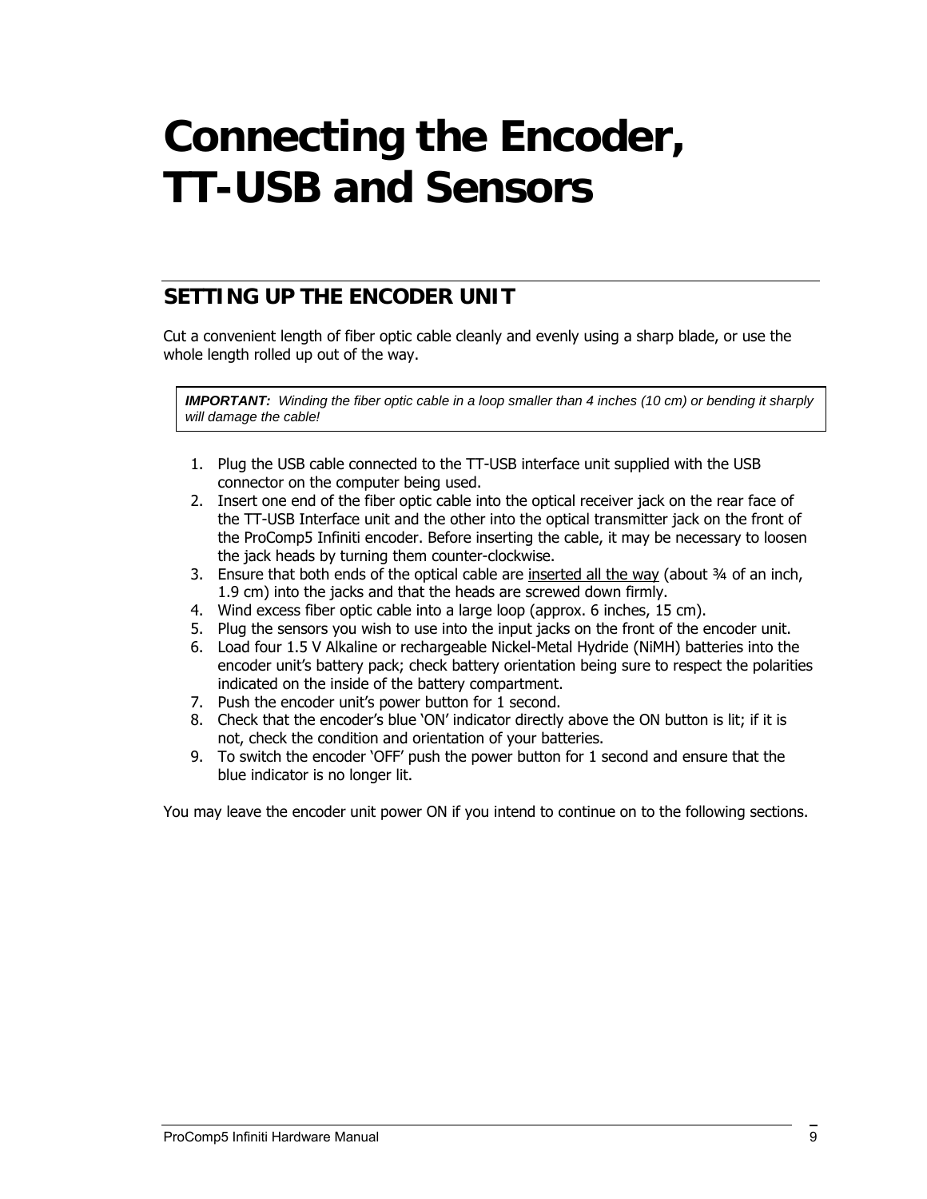# Connecting the Encoder, TT-USB and Sensors

## SETTING UP THE ENCODER UNIT

Cut a convenient length of fiber optic cable cleanly and evenly using a sharp blade, or use the whole length rolled up out of the way.

> ***IMPORTANT:*** *Winding the fiber optic cable in a loop smaller than 4 inches (10 cm) or bending it sharply will damage the cable!*

1. Plug the USB cable connected to the TT-USB interface unit supplied with the USB connector on the computer being used.
2. Insert one end of the fiber optic cable into the optical receiver jack on the rear face of the TT-USB Interface unit and the other into the optical transmitter jack on the front of the ProComp5 Infiniti encoder. Before inserting the cable, it may be necessary to loosen the jack heads by turning them counter-clockwise.
3. Ensure that both ends of the optical cable are <u>inserted all the way</u> (about ¾ of an inch, 1.9 cm) into the jacks and that the heads are screwed down firmly.
4. Wind excess fiber optic cable into a large loop (approx. 6 inches, 15 cm).
5. Plug the sensors you wish to use into the input jacks on the front of the encoder unit.
6. Load four 1.5 V Alkaline or rechargeable Nickel-Metal Hydride (NiMH) batteries into the encoder unit's battery pack; check battery orientation being sure to respect the polarities indicated on the inside of the battery compartment.
7. Push the encoder unit's power button for 1 second.
8. Check that the encoder's blue 'ON' indicator directly above the ON button is lit; if it is not, check the condition and orientation of your batteries.
9. To switch the encoder 'OFF' push the power button for 1 second and ensure that the blue indicator is no longer lit.

You may leave the encoder unit power ON if you intend to continue on to the following sections.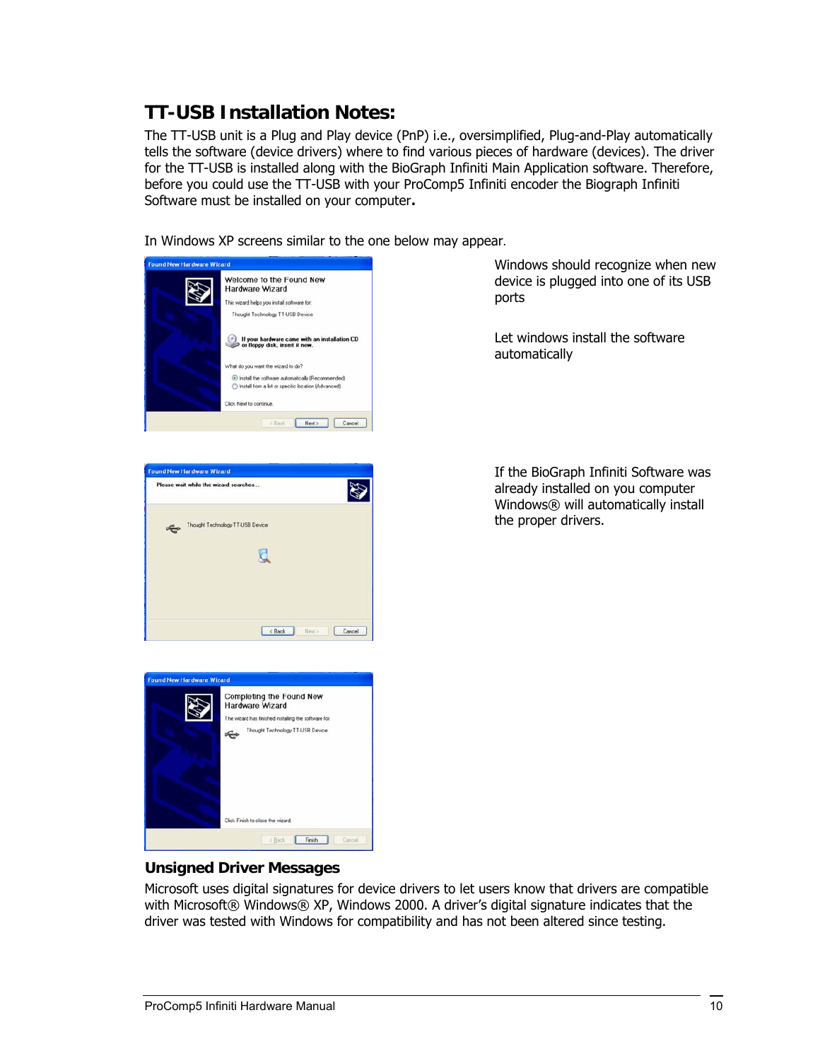## TT-USB Installation Notes:

The TT-USB unit is a Plug and Play device (PnP) i.e., oversimplified, Plug-and-Play automatically tells the software (device drivers) where to find various pieces of hardware (devices). The driver for the TT-USB is installed along with the BioGraph Infiniti Main Application software. Therefore, before you could use the TT-USB with your ProComp5 Infiniti encoder the Biograph Infiniti Software must be installed on your computer**.**

In Windows XP screens similar to the one below may appear.

Windows should recognize when new device is plugged into one of its USB ports

Let windows install the software automatically

If the BioGraph Infiniti Software was already installed on you computer Windows® will automatically install the proper drivers.

### Unsigned Driver Messages

Microsoft uses digital signatures for device drivers to let users know that drivers are compatible with Microsoft® Windows® XP, Windows 2000. A driver's digital signature indicates that the driver was tested with Windows for compatibility and has not been altered since testing.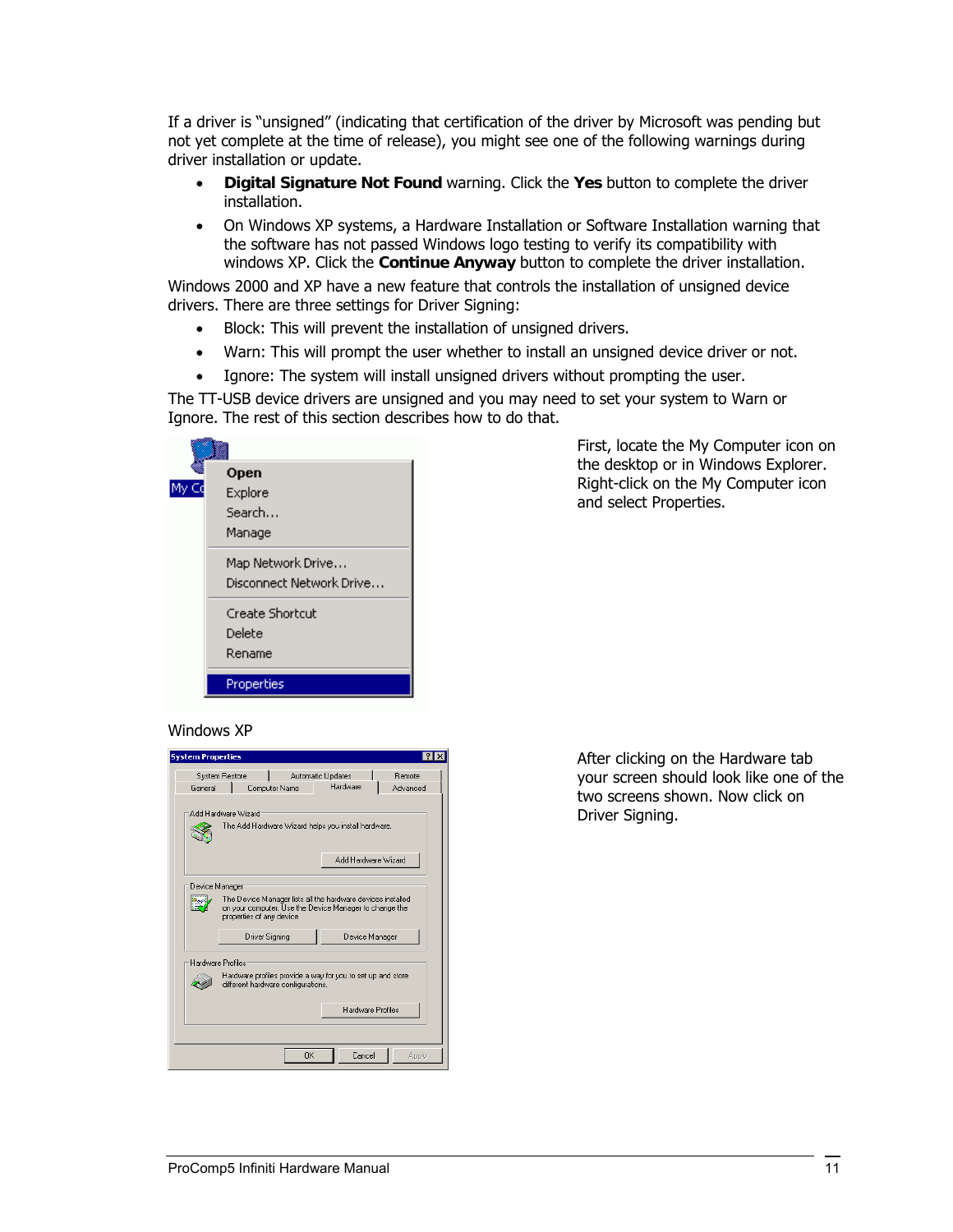If a driver is “unsigned” (indicating that certification of the driver by Microsoft was pending but not yet complete at the time of release), you might see one of the following warnings during driver installation or update.

- **Digital Signature Not Found** warning. Click the **Yes** button to complete the driver installation.
- On Windows XP systems, a Hardware Installation or Software Installation warning that the software has not passed Windows logo testing to verify its compatibility with windows XP. Click the **Continue Anyway** button to complete the driver installation.

Windows 2000 and XP have a new feature that controls the installation of unsigned device drivers. There are three settings for Driver Signing:

- Block: This will prevent the installation of unsigned drivers.
- Warn: This will prompt the user whether to install an unsigned device driver or not.
- Ignore: The system will install unsigned drivers without prompting the user.

The TT-USB device drivers are unsigned and you may need to set your system to Warn or Ignore. The rest of this section describes how to do that.

First, locate the My Computer icon on the desktop or in Windows Explorer. Right-click on the My Computer icon and select Properties.

Windows XP

After clicking on the Hardware tab your screen should look like one of the two screens shown. Now click on Driver Signing.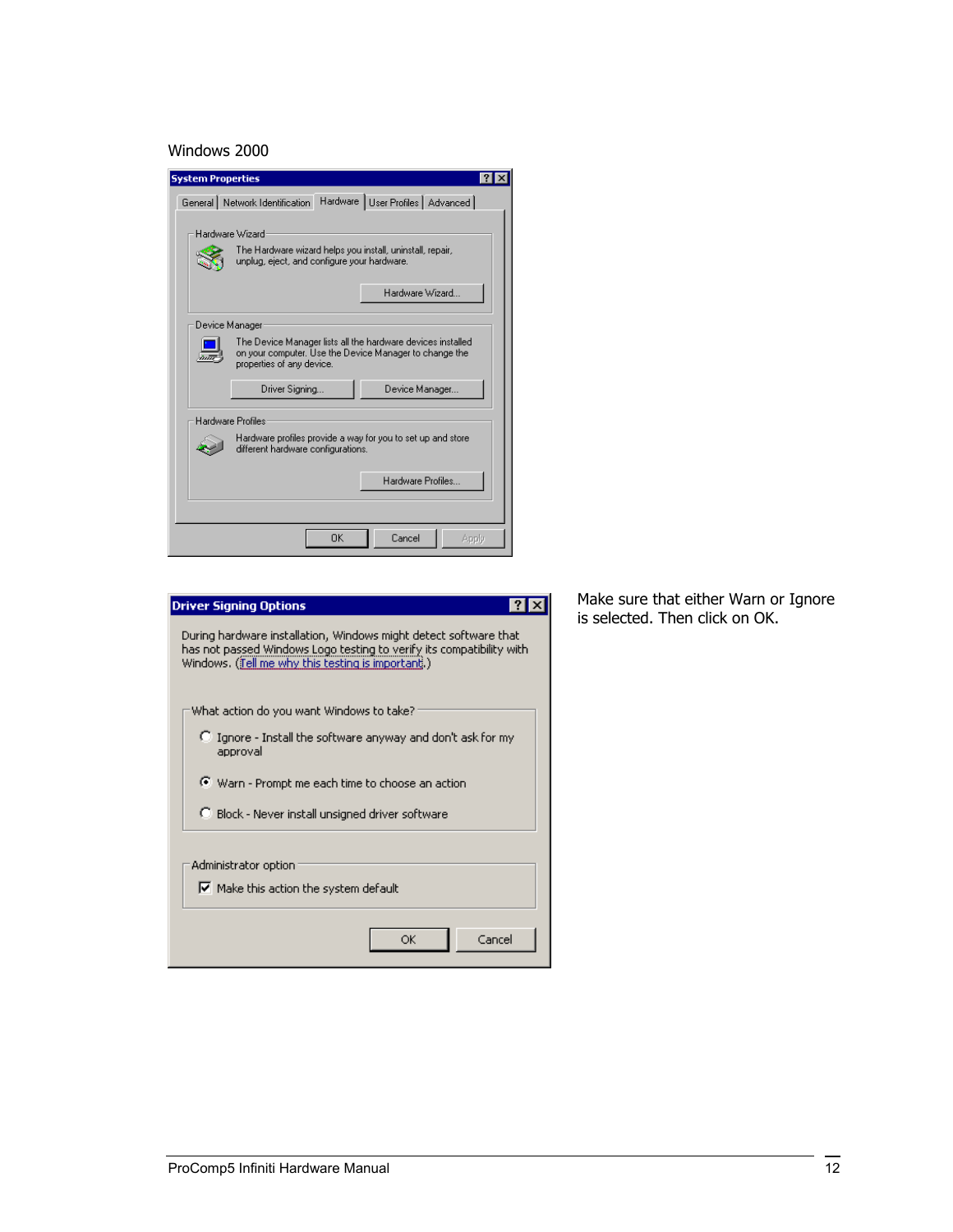Windows 2000

**System Properties**

General | Network Identification | Hardware | User Profiles | Advanced

Hardware Wizard

The Hardware wizard helps you install, uninstall, repair, unplug, eject, and configure your hardware.

[Hardware Wizard...]

Device Manager

The Device Manager lists all the hardware devices installed on your computer. Use the Device Manager to change the properties of any device.

[Driver Signing...] [Device Manager...]

Hardware Profiles

Hardware profiles provide a way for you to set up and store different hardware configurations.

[Hardware Profiles...]

[OK] [Cancel] [Apply]

**Driver Signing Options**

During hardware installation, Windows might detect software that has not passed Windows Logo testing to verify its compatibility with Windows. (Tell me why this testing is important.)

What action do you want Windows to take?

- ( ) Ignore - Install the software anyway and don't ask for my approval
- (•) Warn - Prompt me each time to choose an action
- ( ) Block - Never install unsigned driver software

Administrator option

- [x] Make this action the system default

[OK] [Cancel]

Make sure that either Warn or Ignore is selected. Then click on OK.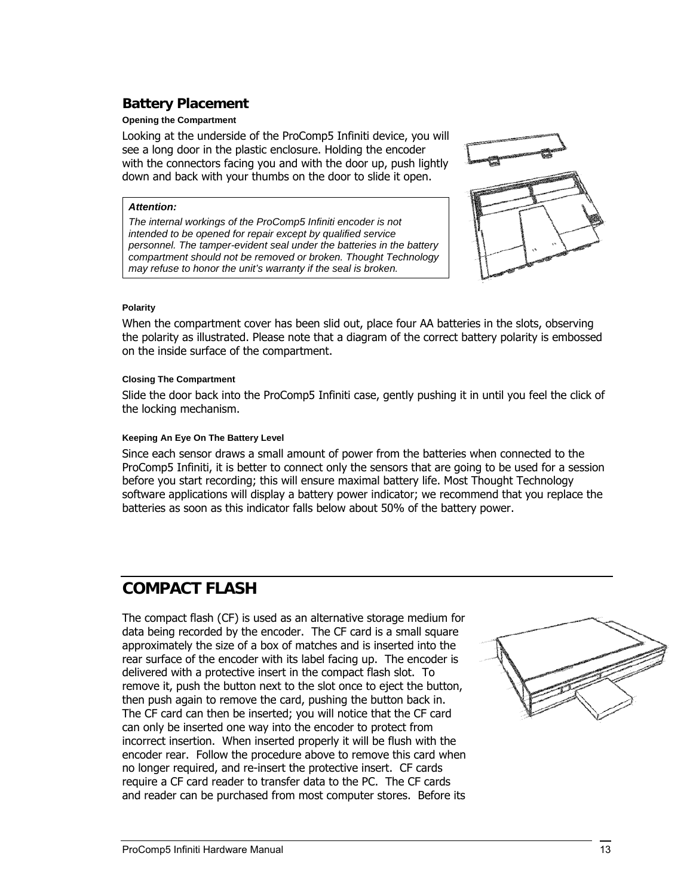## Battery Placement

#### Opening the Compartment

Looking at the underside of the ProComp5 Infiniti device, you will see a long door in the plastic enclosure. Holding the encoder with the connectors facing you and with the door up, push lightly down and back with your thumbs on the door to slide it open.

> ***Attention:***
>
> *The internal workings of the ProComp5 Infiniti encoder is not intended to be opened for repair except by qualified service personnel. The tamper-evident seal under the batteries in the battery compartment should not be removed or broken. Thought Technology may refuse to honor the unit's warranty if the seal is broken.*

#### Polarity

When the compartment cover has been slid out, place four AA batteries in the slots, observing the polarity as illustrated. Please note that a diagram of the correct battery polarity is embossed on the inside surface of the compartment.

#### Closing The Compartment

Slide the door back into the ProComp5 Infiniti case, gently pushing it in until you feel the click of the locking mechanism.

#### Keeping An Eye On The Battery Level

Since each sensor draws a small amount of power from the batteries when connected to the ProComp5 Infiniti, it is better to connect only the sensors that are going to be used for a session before you start recording; this will ensure maximal battery life. Most Thought Technology software applications will display a battery power indicator; we recommend that you replace the batteries as soon as this indicator falls below about 50% of the battery power.

# COMPACT FLASH

The compact flash (CF) is used as an alternative storage medium for data being recorded by the encoder. The CF card is a small square approximately the size of a box of matches and is inserted into the rear surface of the encoder with its label facing up. The encoder is delivered with a protective insert in the compact flash slot. To remove it, push the button next to the slot once to eject the button, then push again to remove the card, pushing the button back in. The CF card can then be inserted; you will notice that the CF card can only be inserted one way into the encoder to protect from incorrect insertion. When inserted properly it will be flush with the encoder rear. Follow the procedure above to remove this card when no longer required, and re-insert the protective insert. CF cards require a CF card reader to transfer data to the PC. The CF cards and reader can be purchased from most computer stores. Before its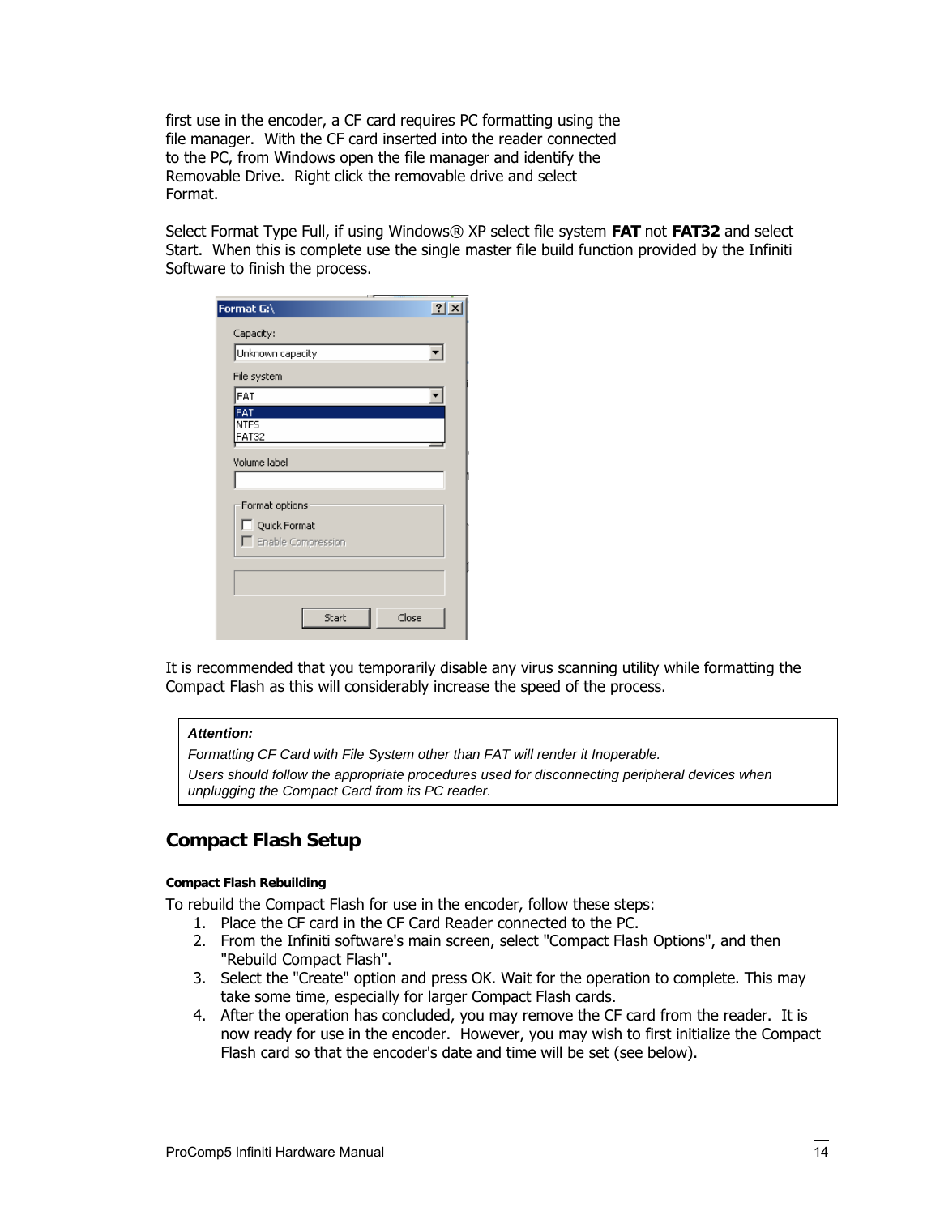first use in the encoder, a CF card requires PC formatting using the file manager. With the CF card inserted into the reader connected to the PC, from Windows open the file manager and identify the Removable Drive. Right click the removable drive and select Format.

Select Format Type Full, if using Windows® XP select file system **FAT** not **FAT32** and select Start. When this is complete use the single master file build function provided by the Infiniti Software to finish the process.

It is recommended that you temporarily disable any virus scanning utility while formatting the Compact Flash as this will considerably increase the speed of the process.

> ***Attention:***
>
> *Formatting CF Card with File System other than FAT will render it Inoperable.*
>
> *Users should follow the appropriate procedures used for disconnecting peripheral devices when unplugging the Compact Card from its PC reader.*

## Compact Flash Setup

#### Compact Flash Rebuilding

To rebuild the Compact Flash for use in the encoder, follow these steps:

1. Place the CF card in the CF Card Reader connected to the PC.
2. From the Infiniti software's main screen, select "Compact Flash Options", and then "Rebuild Compact Flash".
3. Select the "Create" option and press OK. Wait for the operation to complete. This may take some time, especially for larger Compact Flash cards.
4. After the operation has concluded, you may remove the CF card from the reader. It is now ready for use in the encoder. However, you may wish to first initialize the Compact Flash card so that the encoder's date and time will be set (see below).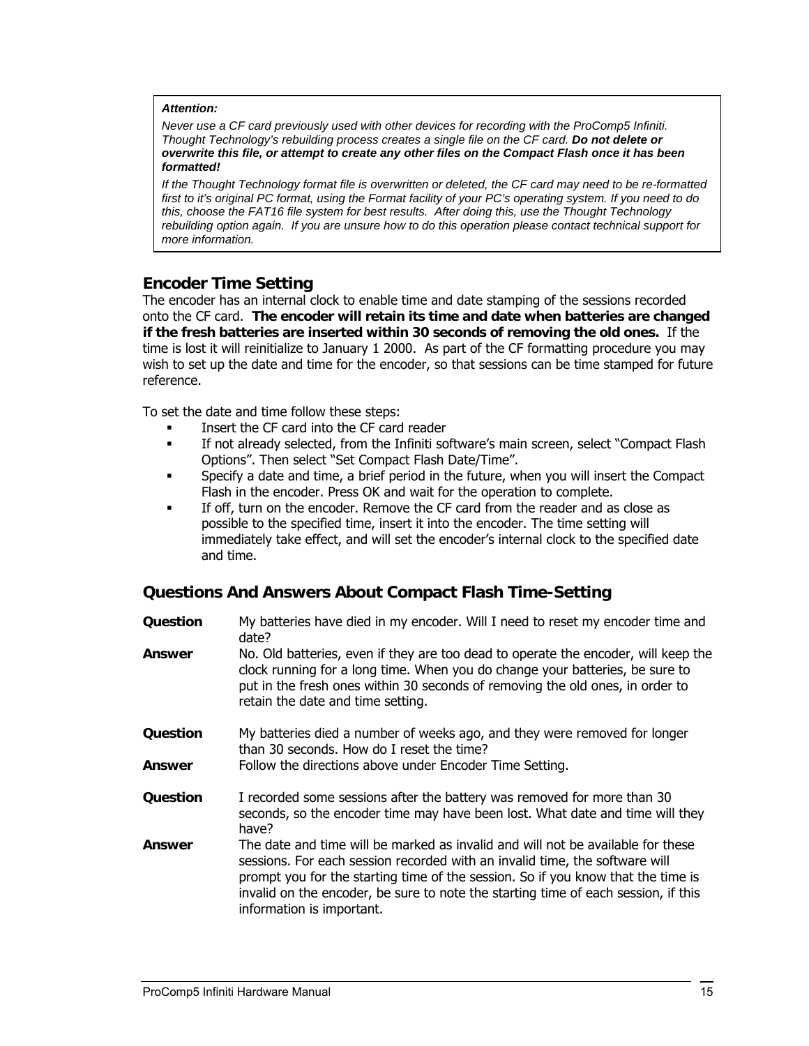> ***Attention:***
>
> *Never use a CF card previously used with other devices for recording with the ProComp5 Infiniti. Thought Technology's rebuilding process creates a single file on the CF card.* ***Do not delete or overwrite this file, or attempt to create any other files on the Compact Flash once it has been formatted!***
>
> *If the Thought Technology format file is overwritten or deleted, the CF card may need to be re-formatted first to it's original PC format, using the Format facility of your PC's operating system. If you need to do this, choose the FAT16 file system for best results. After doing this, use the Thought Technology rebuilding option again. If you are unsure how to do this operation please contact technical support for more information.*

## Encoder Time Setting

The encoder has an internal clock to enable time and date stamping of the sessions recorded onto the CF card. **The encoder will retain its time and date when batteries are changed if the fresh batteries are inserted within 30 seconds of removing the old ones.** If the time is lost it will reinitialize to January 1 2000. As part of the CF formatting procedure you may wish to set up the date and time for the encoder, so that sessions can be time stamped for future reference.

To set the date and time follow these steps:

- Insert the CF card into the CF card reader
- If not already selected, from the Infiniti software's main screen, select "Compact Flash Options". Then select "Set Compact Flash Date/Time".
- Specify a date and time, a brief period in the future, when you will insert the Compact Flash in the encoder. Press OK and wait for the operation to complete.
- If off, turn on the encoder. Remove the CF card from the reader and as close as possible to the specified time, insert it into the encoder. The time setting will immediately take effect, and will set the encoder's internal clock to the specified date and time.

## Questions And Answers About Compact Flash Time-Setting

**Question** My batteries have died in my encoder. Will I need to reset my encoder time and date?

**Answer** No. Old batteries, even if they are too dead to operate the encoder, will keep the clock running for a long time. When you do change your batteries, be sure to put in the fresh ones within 30 seconds of removing the old ones, in order to retain the date and time setting.

**Question** My batteries died a number of weeks ago, and they were removed for longer than 30 seconds. How do I reset the time?

**Answer** Follow the directions above under Encoder Time Setting.

**Question** I recorded some sessions after the battery was removed for more than 30 seconds, so the encoder time may have been lost. What date and time will they have?

**Answer** The date and time will be marked as invalid and will not be available for these sessions. For each session recorded with an invalid time, the software will prompt you for the starting time of the session. So if you know that the time is invalid on the encoder, be sure to note the starting time of each session, if this information is important.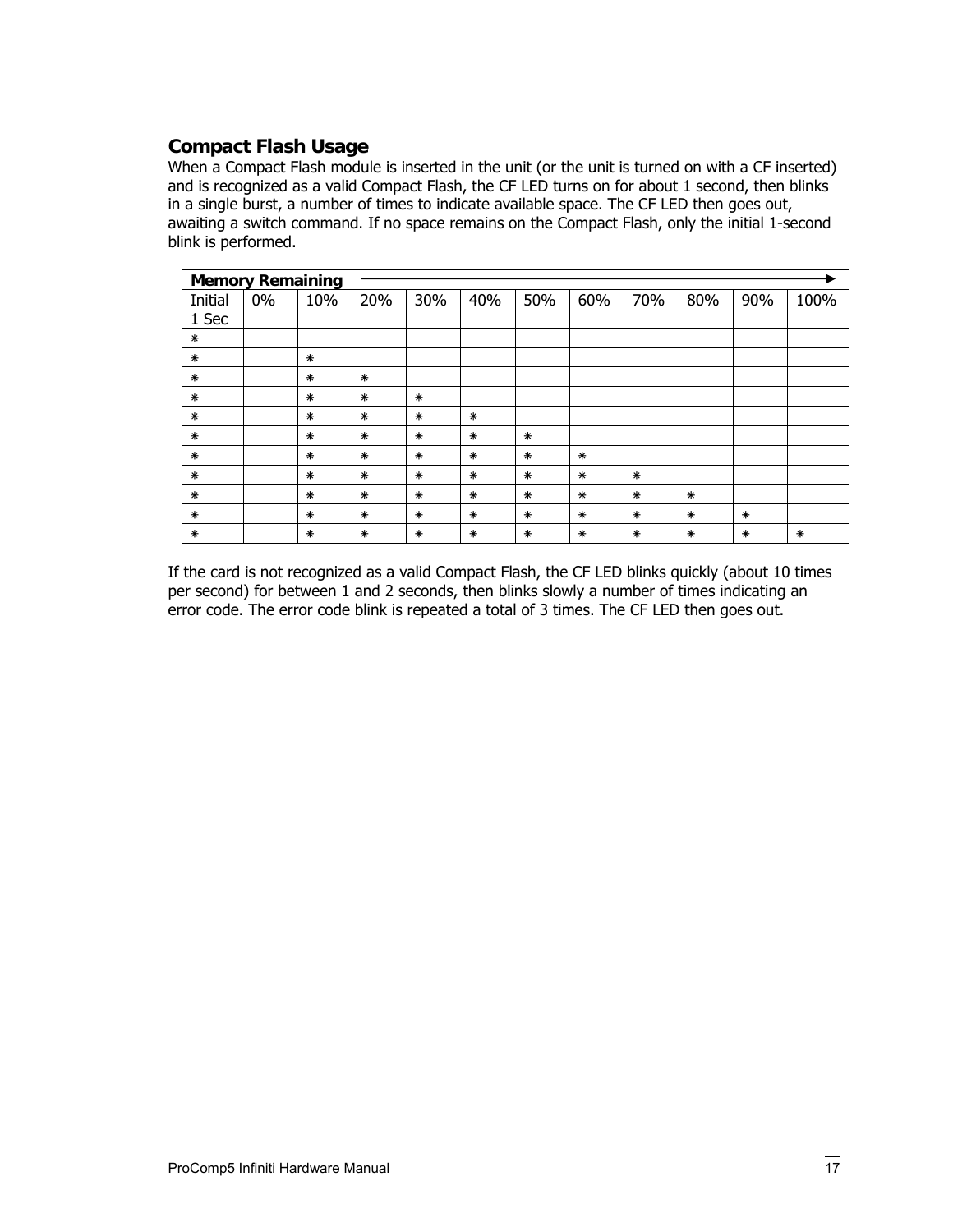## Compact Flash Usage

When a Compact Flash module is inserted in the unit (or the unit is turned on with a CF inserted) and is recognized as a valid Compact Flash, the CF LED turns on for about 1 second, then blinks in a single burst, a number of times to indicate available space. The CF LED then goes out, awaiting a switch command. If no space remains on the Compact Flash, only the initial 1-second blink is performed.

| **Memory Remaining** → | | | | | | | | | | | |
|---|---|---|---|---|---|---|---|---|---|---|---|
| Initial 1 Sec | 0% | 10% | 20% | 30% | 40% | 50% | 60% | 70% | 80% | 90% | 100% |
| * | | | | | | | | | | | |
| * | | * | | | | | | | | | |
| * | | * | * | | | | | | | | |
| * | | * | * | * | | | | | | | |
| * | | * | * | * | * | | | | | | |
| * | | * | * | * | * | * | | | | | |
| * | | * | * | * | * | * | * | | | | |
| * | | * | * | * | * | * | * | * | | | |
| * | | * | * | * | * | * | * | * | * | | |
| * | | * | * | * | * | * | * | * | * | * | |
| * | | * | * | * | * | * | * | * | * | * | * |

If the card is not recognized as a valid Compact Flash, the CF LED blinks quickly (about 10 times per second) for between 1 and 2 seconds, then blinks slowly a number of times indicating an error code. The error code blink is repeated a total of 3 times. The CF LED then goes out.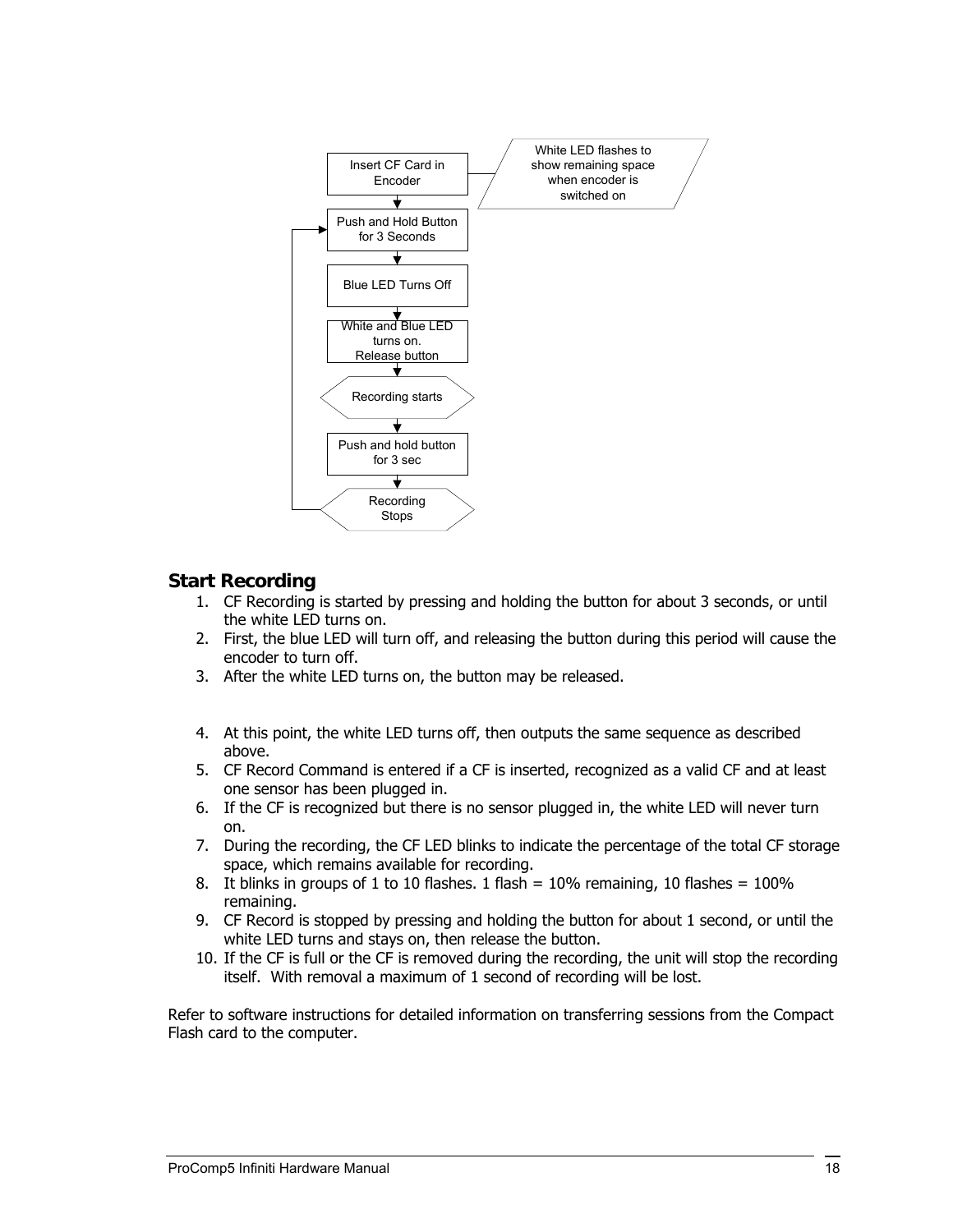Insert CF Card in Encoder

White LED flashes to show remaining space when encoder is switched on

Push and Hold Button for 3 Seconds

Blue LED Turns Off

White and Blue LED turns on. Release button

Recording starts

Push and hold button for 3 sec

Recording Stops

## Start Recording

1. CF Recording is started by pressing and holding the button for about 3 seconds, or until the white LED turns on.
2. First, the blue LED will turn off, and releasing the button during this period will cause the encoder to turn off.
3. After the white LED turns on, the button may be released.

4. At this point, the white LED turns off, then outputs the same sequence as described above.
5. CF Record Command is entered if a CF is inserted, recognized as a valid CF and at least one sensor has been plugged in.
6. If the CF is recognized but there is no sensor plugged in, the white LED will never turn on.
7. During the recording, the CF LED blinks to indicate the percentage of the total CF storage space, which remains available for recording.
8. It blinks in groups of 1 to 10 flashes. 1 flash = 10% remaining, 10 flashes = 100% remaining.
9. CF Record is stopped by pressing and holding the button for about 1 second, or until the white LED turns and stays on, then release the button.
10. If the CF is full or the CF is removed during the recording, the unit will stop the recording itself. With removal a maximum of 1 second of recording will be lost.

Refer to software instructions for detailed information on transferring sessions from the Compact Flash card to the computer.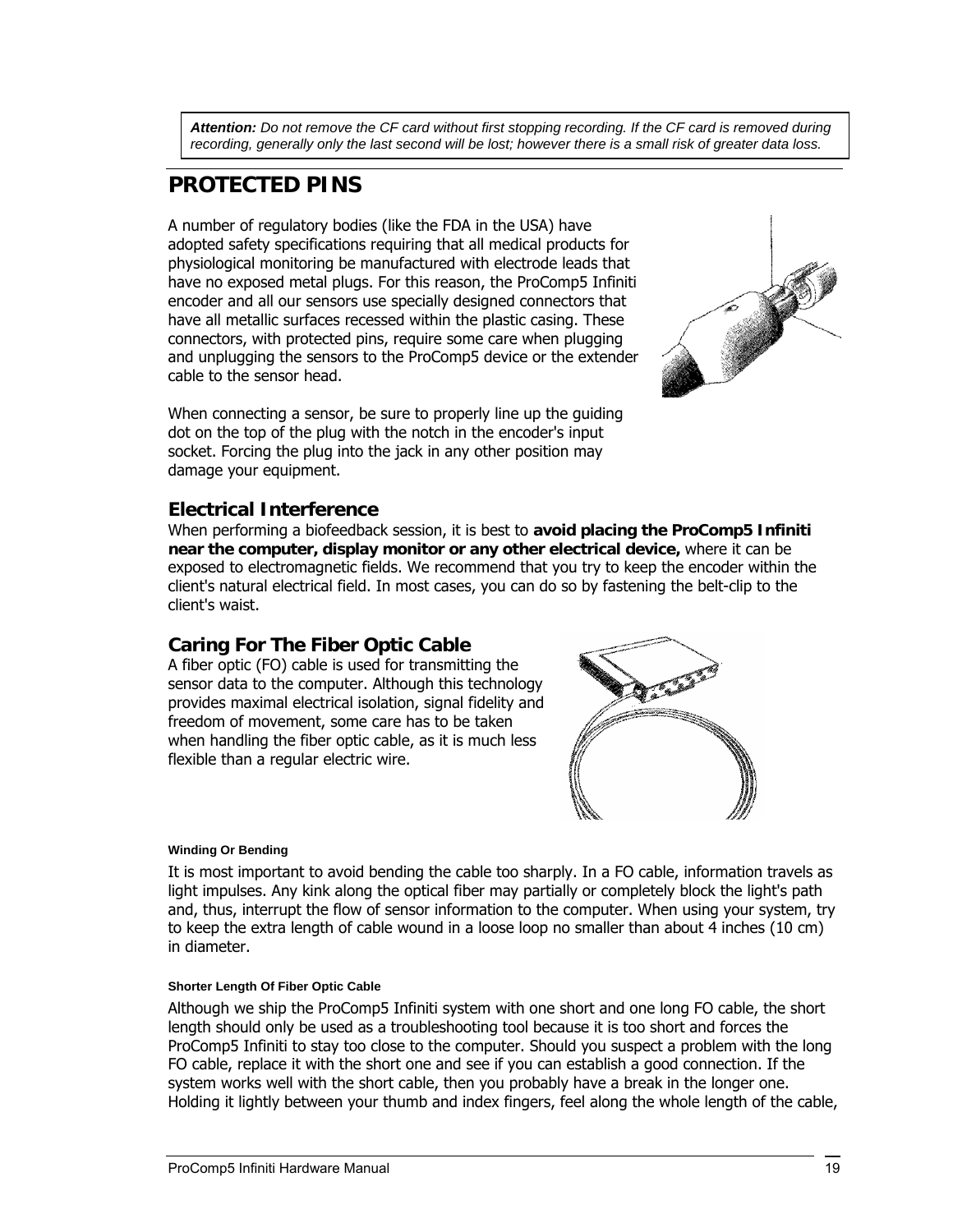***Attention:*** *Do not remove the CF card without first stopping recording. If the CF card is removed during recording, generally only the last second will be lost; however there is a small risk of greater data loss.*

# PROTECTED PINS

A number of regulatory bodies (like the FDA in the USA) have adopted safety specifications requiring that all medical products for physiological monitoring be manufactured with electrode leads that have no exposed metal plugs. For this reason, the ProComp5 Infiniti encoder and all our sensors use specially designed connectors that have all metallic surfaces recessed within the plastic casing. These connectors, with protected pins, require some care when plugging and unplugging the sensors to the ProComp5 device or the extender cable to the sensor head.

When connecting a sensor, be sure to properly line up the guiding dot on the top of the plug with the notch in the encoder's input socket. Forcing the plug into the jack in any other position may damage your equipment.

## Electrical Interference

When performing a biofeedback session, it is best to **avoid placing the ProComp5 Infiniti near the computer, display monitor or any other electrical device,** where it can be exposed to electromagnetic fields. We recommend that you try to keep the encoder within the client's natural electrical field. In most cases, you can do so by fastening the belt-clip to the client's waist.

## Caring For The Fiber Optic Cable

A fiber optic (FO) cable is used for transmitting the sensor data to the computer. Although this technology provides maximal electrical isolation, signal fidelity and freedom of movement, some care has to be taken when handling the fiber optic cable, as it is much less flexible than a regular electric wire.

#### Winding Or Bending

It is most important to avoid bending the cable too sharply. In a FO cable, information travels as light impulses. Any kink along the optical fiber may partially or completely block the light's path and, thus, interrupt the flow of sensor information to the computer. When using your system, try to keep the extra length of cable wound in a loose loop no smaller than about 4 inches (10 cm) in diameter.

#### Shorter Length Of Fiber Optic Cable

Although we ship the ProComp5 Infiniti system with one short and one long FO cable, the short length should only be used as a troubleshooting tool because it is too short and forces the ProComp5 Infiniti to stay too close to the computer. Should you suspect a problem with the long FO cable, replace it with the short one and see if you can establish a good connection. If the system works well with the short cable, then you probably have a break in the longer one. Holding it lightly between your thumb and index fingers, feel along the whole length of the cable,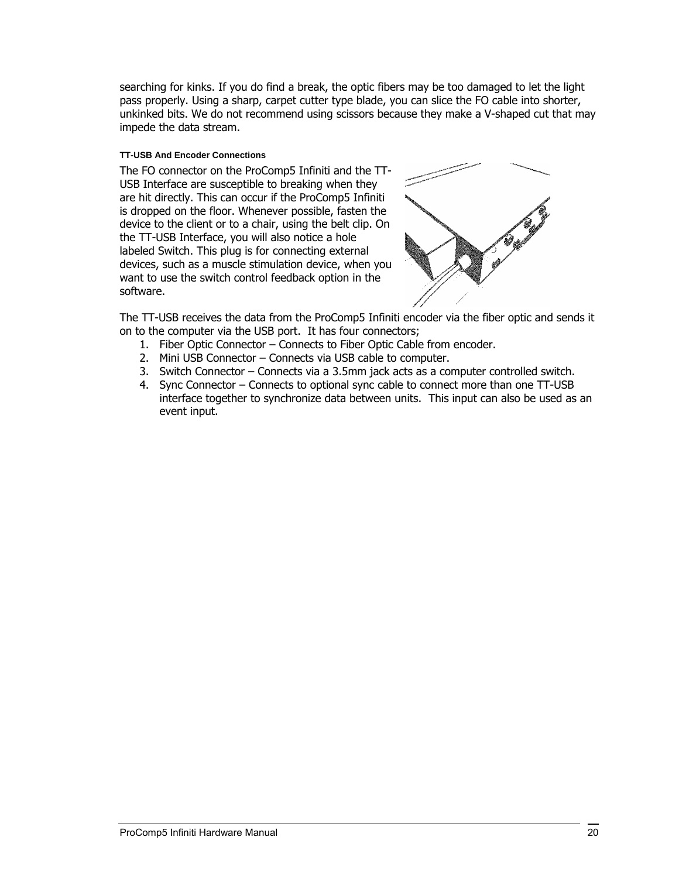searching for kinks. If you do find a break, the optic fibers may be too damaged to let the light pass properly. Using a sharp, carpet cutter type blade, you can slice the FO cable into shorter, unkinked bits. We do not recommend using scissors because they make a V-shaped cut that may impede the data stream.

#### TT-USB And Encoder Connections

The FO connector on the ProComp5 Infiniti and the TT-USB Interface are susceptible to breaking when they are hit directly. This can occur if the ProComp5 Infiniti is dropped on the floor. Whenever possible, fasten the device to the client or to a chair, using the belt clip. On the TT-USB Interface, you will also notice a hole labeled Switch. This plug is for connecting external devices, such as a muscle stimulation device, when you want to use the switch control feedback option in the software.

The TT-USB receives the data from the ProComp5 Infiniti encoder via the fiber optic and sends it on to the computer via the USB port. It has four connectors;

1. Fiber Optic Connector – Connects to Fiber Optic Cable from encoder.
2. Mini USB Connector – Connects via USB cable to computer.
3. Switch Connector – Connects via a 3.5mm jack acts as a computer controlled switch.
4. Sync Connector – Connects to optional sync cable to connect more than one TT-USB interface together to synchronize data between units. This input can also be used as an event input.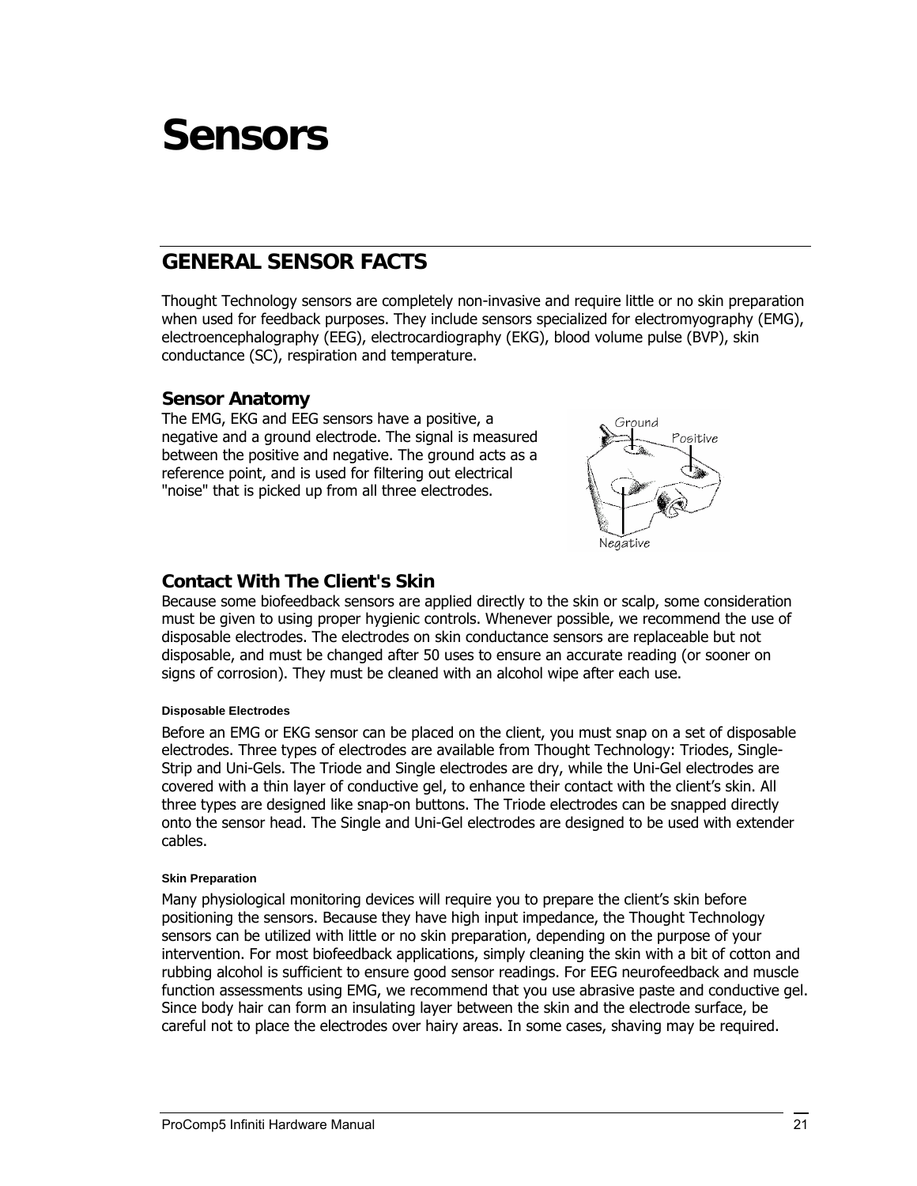# Sensors

## GENERAL SENSOR FACTS

Thought Technology sensors are completely non-invasive and require little or no skin preparation when used for feedback purposes. They include sensors specialized for electromyography (EMG), electroencephalography (EEG), electrocardiography (EKG), blood volume pulse (BVP), skin conductance (SC), respiration and temperature.

### Sensor Anatomy

The EMG, EKG and EEG sensors have a positive, a negative and a ground electrode. The signal is measured between the positive and negative. The ground acts as a reference point, and is used for filtering out electrical "noise" that is picked up from all three electrodes.

Ground

Positive

Negative

### Contact With The Client's Skin

Because some biofeedback sensors are applied directly to the skin or scalp, some consideration must be given to using proper hygienic controls. Whenever possible, we recommend the use of disposable electrodes. The electrodes on skin conductance sensors are replaceable but not disposable, and must be changed after 50 uses to ensure an accurate reading (or sooner on signs of corrosion). They must be cleaned with an alcohol wipe after each use.

#### Disposable Electrodes

Before an EMG or EKG sensor can be placed on the client, you must snap on a set of disposable electrodes. Three types of electrodes are available from Thought Technology: Triodes, Single-Strip and Uni-Gels. The Triode and Single electrodes are dry, while the Uni-Gel electrodes are covered with a thin layer of conductive gel, to enhance their contact with the client's skin. All three types are designed like snap-on buttons. The Triode electrodes can be snapped directly onto the sensor head. The Single and Uni-Gel electrodes are designed to be used with extender cables.

#### Skin Preparation

Many physiological monitoring devices will require you to prepare the client's skin before positioning the sensors. Because they have high input impedance, the Thought Technology sensors can be utilized with little or no skin preparation, depending on the purpose of your intervention. For most biofeedback applications, simply cleaning the skin with a bit of cotton and rubbing alcohol is sufficient to ensure good sensor readings. For EEG neurofeedback and muscle function assessments using EMG, we recommend that you use abrasive paste and conductive gel. Since body hair can form an insulating layer between the skin and the electrode surface, be careful not to place the electrodes over hairy areas. In some cases, shaving may be required.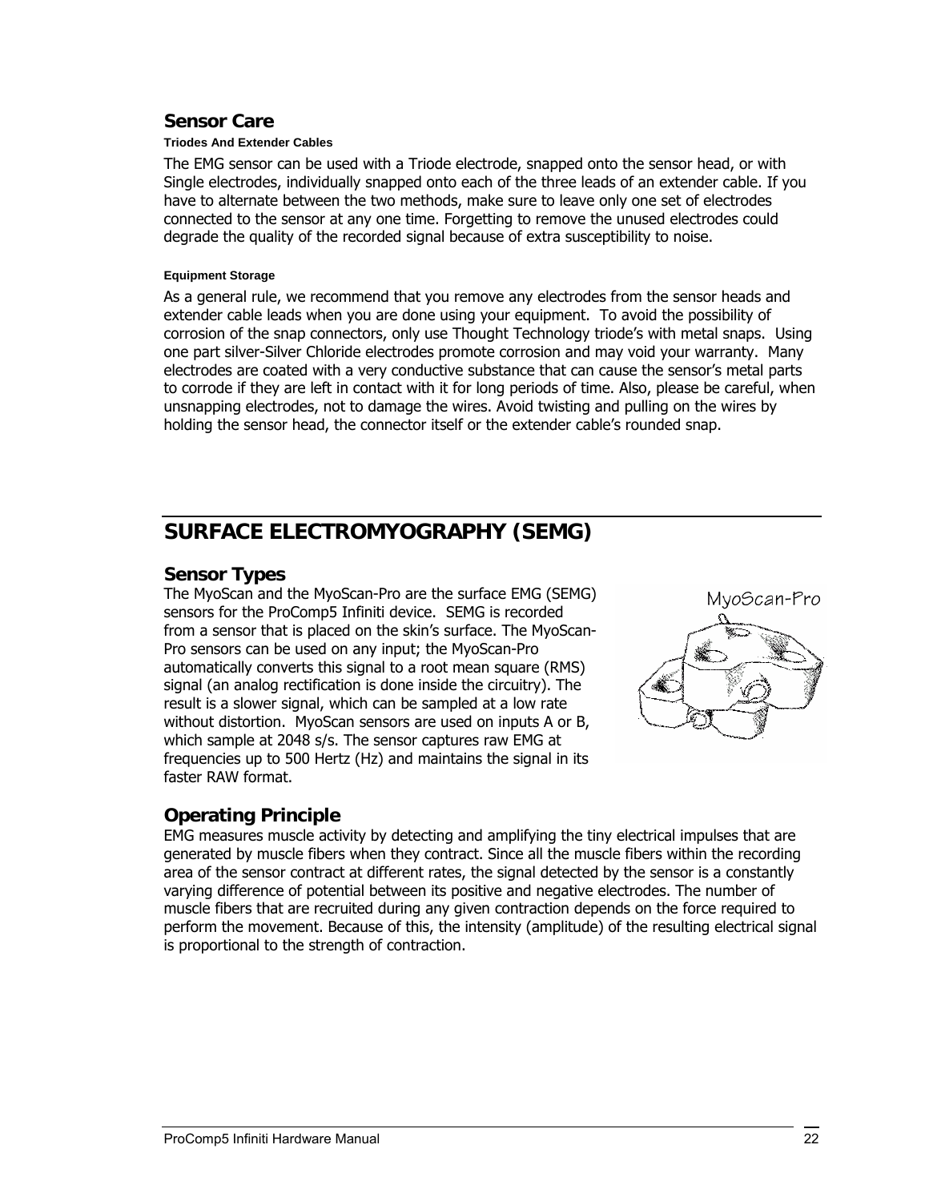## Sensor Care

#### Triodes And Extender Cables

The EMG sensor can be used with a Triode electrode, snapped onto the sensor head, or with Single electrodes, individually snapped onto each of the three leads of an extender cable. If you have to alternate between the two methods, make sure to leave only one set of electrodes connected to the sensor at any one time. Forgetting to remove the unused electrodes could degrade the quality of the recorded signal because of extra susceptibility to noise.

#### Equipment Storage

As a general rule, we recommend that you remove any electrodes from the sensor heads and extender cable leads when you are done using your equipment. To avoid the possibility of corrosion of the snap connectors, only use Thought Technology triode's with metal snaps. Using one part silver-Silver Chloride electrodes promote corrosion and may void your warranty. Many electrodes are coated with a very conductive substance that can cause the sensor's metal parts to corrode if they are left in contact with it for long periods of time. Also, please be careful, when unsnapping electrodes, not to damage the wires. Avoid twisting and pulling on the wires by holding the sensor head, the connector itself or the extender cable's rounded snap.

# SURFACE ELECTROMYOGRAPHY (SEMG)

## Sensor Types

The MyoScan and the MyoScan-Pro are the surface EMG (SEMG) sensors for the ProComp5 Infiniti device. SEMG is recorded from a sensor that is placed on the skin's surface. The MyoScan-Pro sensors can be used on any input; the MyoScan-Pro automatically converts this signal to a root mean square (RMS) signal (an analog rectification is done inside the circuitry). The result is a slower signal, which can be sampled at a low rate without distortion. MyoScan sensors are used on inputs A or B, which sample at 2048 s/s. The sensor captures raw EMG at frequencies up to 500 Hertz (Hz) and maintains the signal in its faster RAW format.

MyoScan-Pro

## Operating Principle

EMG measures muscle activity by detecting and amplifying the tiny electrical impulses that are generated by muscle fibers when they contract. Since all the muscle fibers within the recording area of the sensor contract at different rates, the signal detected by the sensor is a constantly varying difference of potential between its positive and negative electrodes. The number of muscle fibers that are recruited during any given contraction depends on the force required to perform the movement. Because of this, the intensity (amplitude) of the resulting electrical signal is proportional to the strength of contraction.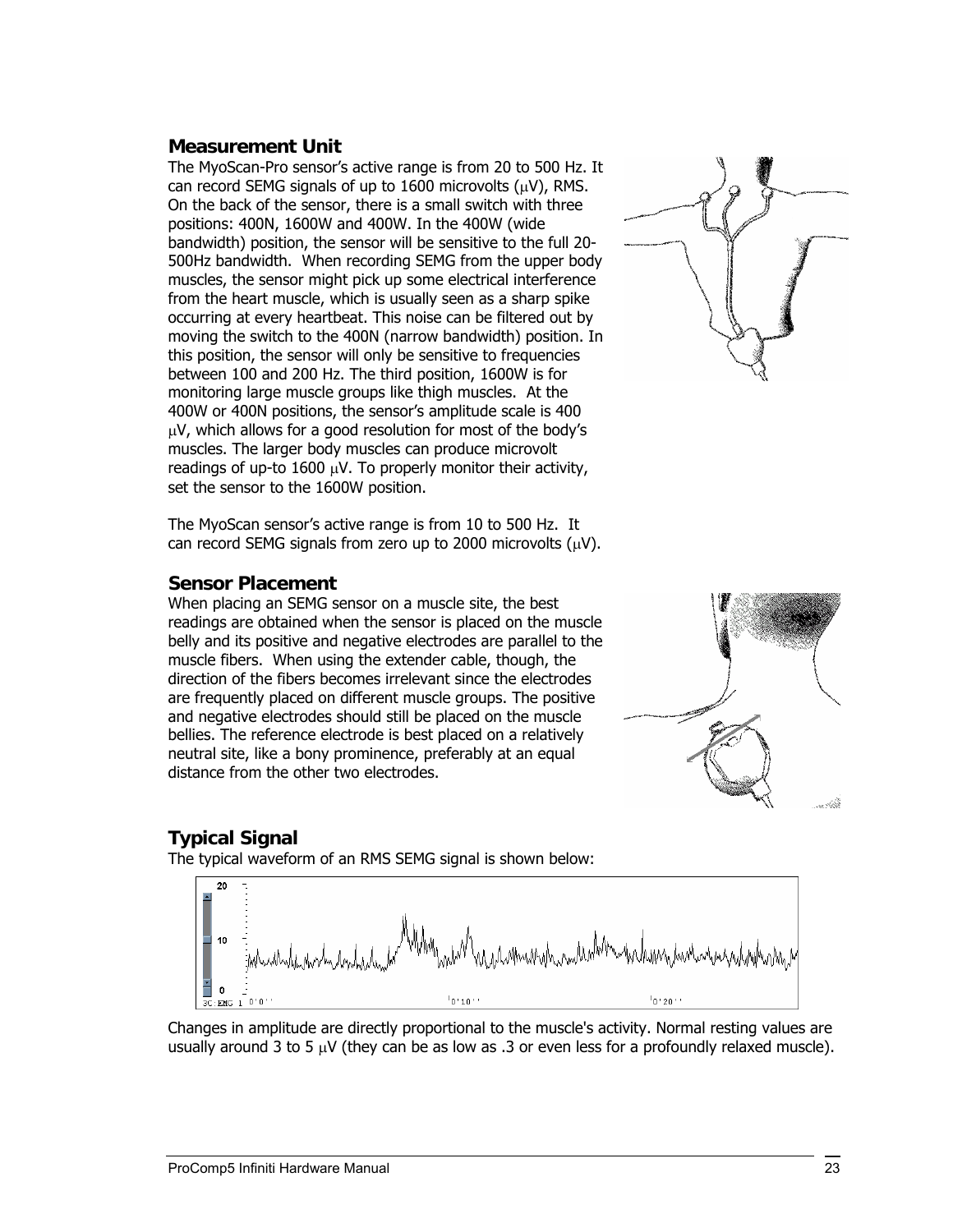## Measurement Unit

The MyoScan-Pro sensor's active range is from 20 to 500 Hz. It can record SEMG signals of up to 1600 microvolts (μV), RMS. On the back of the sensor, there is a small switch with three positions: 400N, 1600W and 400W. In the 400W (wide bandwidth) position, the sensor will be sensitive to the full 20-500Hz bandwidth. When recording SEMG from the upper body muscles, the sensor might pick up some electrical interference from the heart muscle, which is usually seen as a sharp spike occurring at every heartbeat. This noise can be filtered out by moving the switch to the 400N (narrow bandwidth) position. In this position, the sensor will only be sensitive to frequencies between 100 and 200 Hz. The third position, 1600W is for monitoring large muscle groups like thigh muscles. At the 400W or 400N positions, the sensor's amplitude scale is 400 μV, which allows for a good resolution for most of the body's muscles. The larger body muscles can produce microvolt readings of up-to 1600 μV. To properly monitor their activity, set the sensor to the 1600W position.

The MyoScan sensor's active range is from 10 to 500 Hz. It can record SEMG signals from zero up to 2000 microvolts (μV).

## Sensor Placement

When placing an SEMG sensor on a muscle site, the best readings are obtained when the sensor is placed on the muscle belly and its positive and negative electrodes are parallel to the muscle fibers. When using the extender cable, though, the direction of the fibers becomes irrelevant since the electrodes are frequently placed on different muscle groups. The positive and negative electrodes should still be placed on the muscle bellies. The reference electrode is best placed on a relatively neutral site, like a bony prominence, preferably at an equal distance from the other two electrodes.

## Typical Signal

The typical waveform of an RMS SEMG signal is shown below:

Changes in amplitude are directly proportional to the muscle's activity. Normal resting values are usually around 3 to 5 μV (they can be as low as .3 or even less for a profoundly relaxed muscle).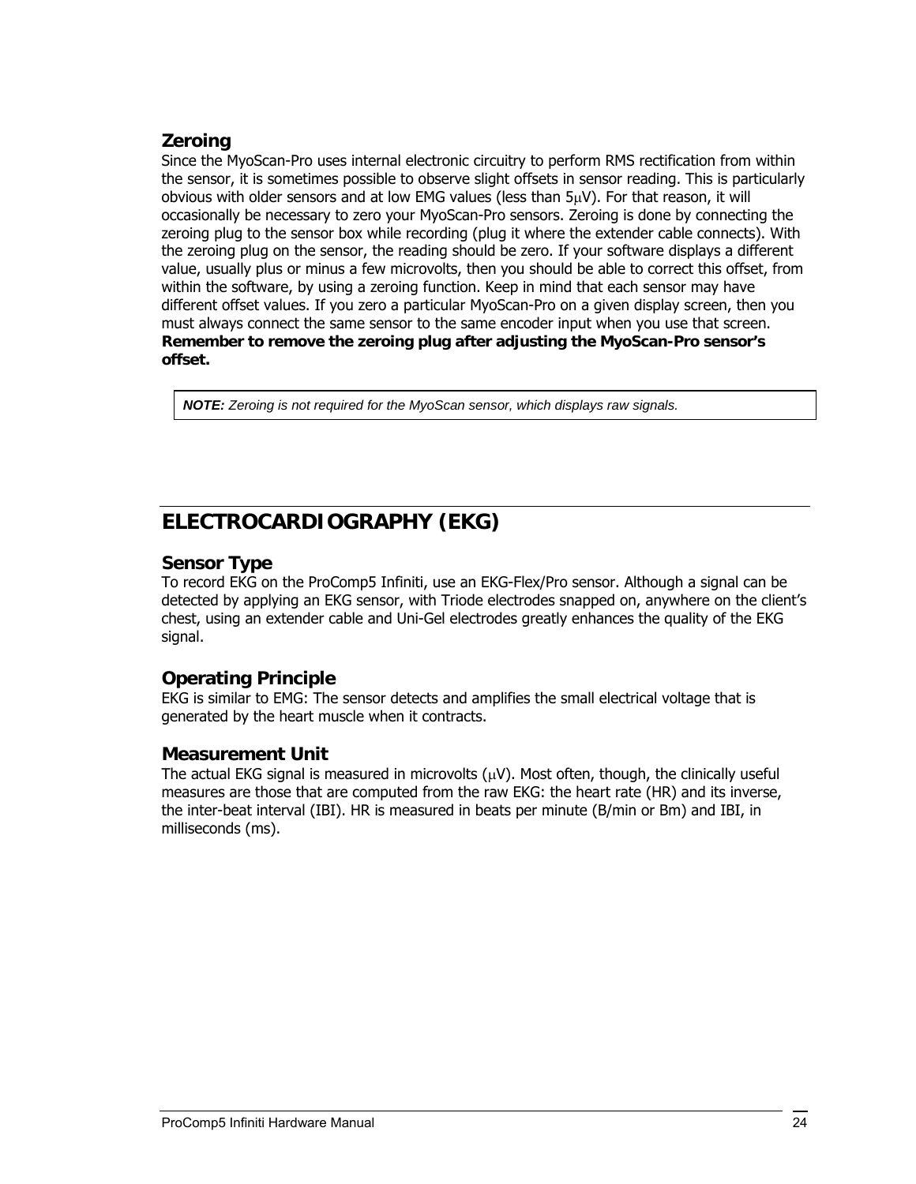### Zeroing

Since the MyoScan-Pro uses internal electronic circuitry to perform RMS rectification from within the sensor, it is sometimes possible to observe slight offsets in sensor reading. This is particularly obvious with older sensors and at low EMG values (less than 5μV). For that reason, it will occasionally be necessary to zero your MyoScan-Pro sensors. Zeroing is done by connecting the zeroing plug to the sensor box while recording (plug it where the extender cable connects). With the zeroing plug on the sensor, the reading should be zero. If your software displays a different value, usually plus or minus a few microvolts, then you should be able to correct this offset, from within the software, by using a zeroing function. Keep in mind that each sensor may have different offset values. If you zero a particular MyoScan-Pro on a given display screen, then you must always connect the same sensor to the same encoder input when you use that screen. **Remember to remove the zeroing plug after adjusting the MyoScan-Pro sensor's offset.**

> ***NOTE:*** *Zeroing is not required for the MyoScan sensor, which displays raw signals.*

## ELECTROCARDIOGRAPHY (EKG)

### Sensor Type

To record EKG on the ProComp5 Infiniti, use an EKG-Flex/Pro sensor. Although a signal can be detected by applying an EKG sensor, with Triode electrodes snapped on, anywhere on the client's chest, using an extender cable and Uni-Gel electrodes greatly enhances the quality of the EKG signal.

### Operating Principle

EKG is similar to EMG: The sensor detects and amplifies the small electrical voltage that is generated by the heart muscle when it contracts.

### Measurement Unit

The actual EKG signal is measured in microvolts (μV). Most often, though, the clinically useful measures are those that are computed from the raw EKG: the heart rate (HR) and its inverse, the inter-beat interval (IBI). HR is measured in beats per minute (B/min or Bm) and IBI, in milliseconds (ms).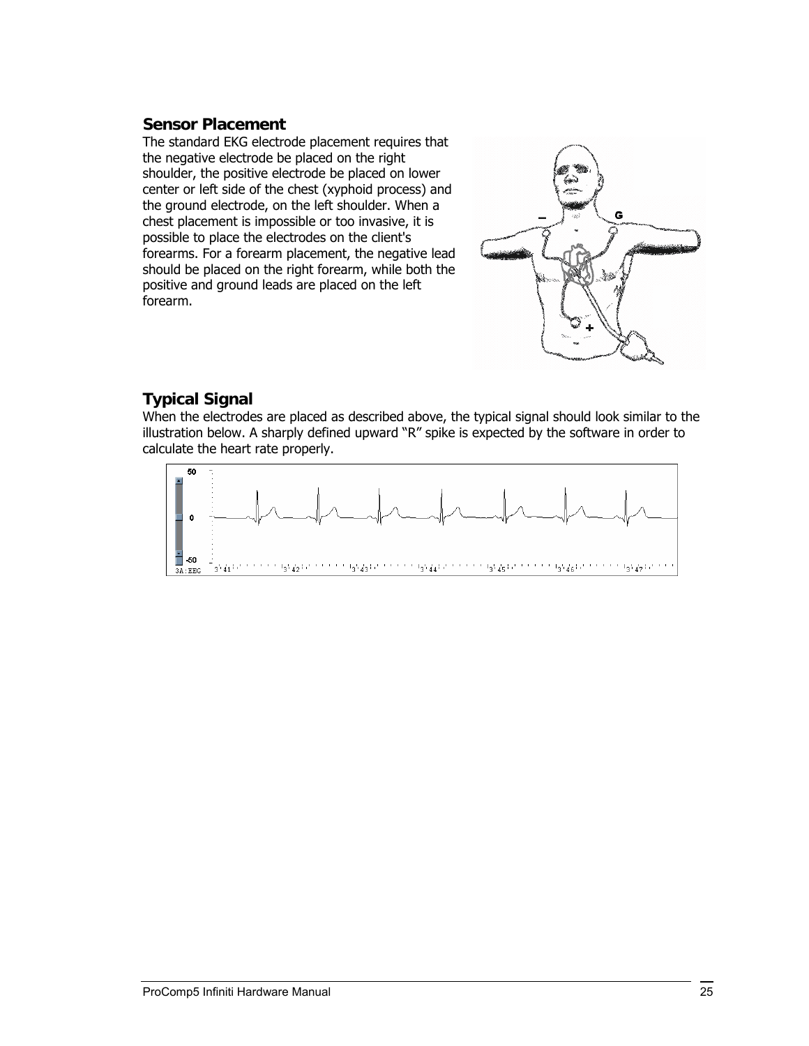## Sensor Placement

The standard EKG electrode placement requires that the negative electrode be placed on the right shoulder, the positive electrode be placed on lower center or left side of the chest (xyphoid process) and the ground electrode, on the left shoulder. When a chest placement is impossible or too invasive, it is possible to place the electrodes on the client's forearms. For a forearm placement, the negative lead should be placed on the right forearm, while both the positive and ground leads are placed on the left forearm.

–
G
+

## Typical Signal

When the electrodes are placed as described above, the typical signal should look similar to the illustration below. A sharply defined upward "R" spike is expected by the software in order to calculate the heart rate properly.

50
0
-50
3A:EKG
3'41
3'42
3'43
3'44
3'45
3'46
3'47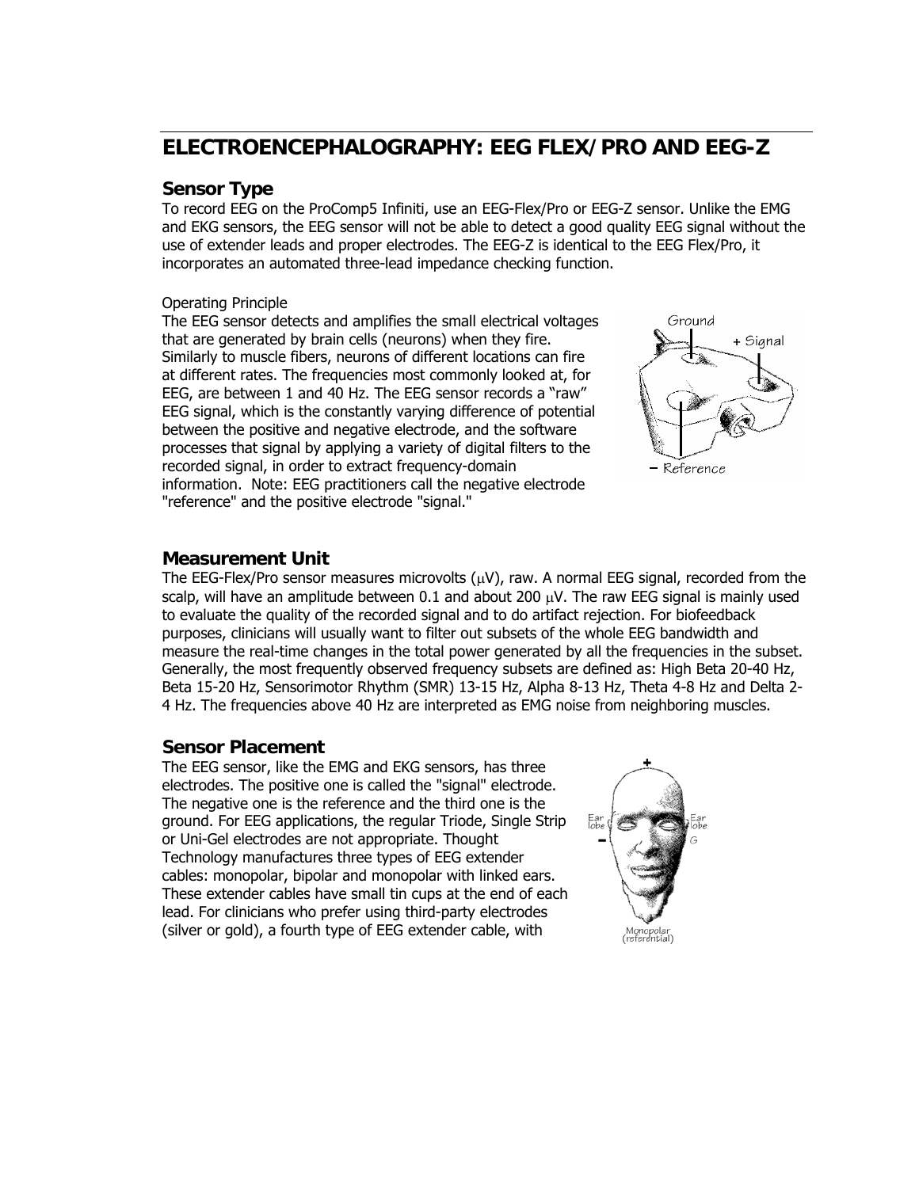## ELECTROENCEPHALOGRAPHY: EEG FLEX/PRO AND EEG-Z

### Sensor Type

To record EEG on the ProComp5 Infiniti, use an EEG-Flex/Pro or EEG-Z sensor. Unlike the EMG and EKG sensors, the EEG sensor will not be able to detect a good quality EEG signal without the use of extender leads and proper electrodes. The EEG-Z is identical to the EEG Flex/Pro, it incorporates an automated three-lead impedance checking function.

Operating Principle

The EEG sensor detects and amplifies the small electrical voltages that are generated by brain cells (neurons) when they fire. Similarly to muscle fibers, neurons of different locations can fire at different rates. The frequencies most commonly looked at, for EEG, are between 1 and 40 Hz. The EEG sensor records a "raw" EEG signal, which is the constantly varying difference of potential between the positive and negative electrode, and the software processes that signal by applying a variety of digital filters to the recorded signal, in order to extract frequency-domain information. Note: EEG practitioners call the negative electrode "reference" and the positive electrode "signal."

Ground

+ Signal

− Reference

### Measurement Unit

The EEG-Flex/Pro sensor measures microvolts (μV), raw. A normal EEG signal, recorded from the scalp, will have an amplitude between 0.1 and about 200 μV. The raw EEG signal is mainly used to evaluate the quality of the recorded signal and to do artifact rejection. For biofeedback purposes, clinicians will usually want to filter out subsets of the whole EEG bandwidth and measure the real-time changes in the total power generated by all the frequencies in the subset. Generally, the most frequently observed frequency subsets are defined as: High Beta 20-40 Hz, Beta 15-20 Hz, Sensorimotor Rhythm (SMR) 13-15 Hz, Alpha 8-13 Hz, Theta 4-8 Hz and Delta 2-4 Hz. The frequencies above 40 Hz are interpreted as EMG noise from neighboring muscles.

### Sensor Placement

The EEG sensor, like the EMG and EKG sensors, has three electrodes. The positive one is called the "signal" electrode. The negative one is the reference and the third one is the ground. For EEG applications, the regular Triode, Single Strip or Uni-Gel electrodes are not appropriate. Thought Technology manufactures three types of EEG extender cables: monopolar, bipolar and monopolar with linked ears. These extender cables have small tin cups at the end of each lead. For clinicians who prefer using third-party electrodes (silver or gold), a fourth type of EEG extender cable, with

+

Ear lobe

Ear lobe

−

G

Monopolar (referential)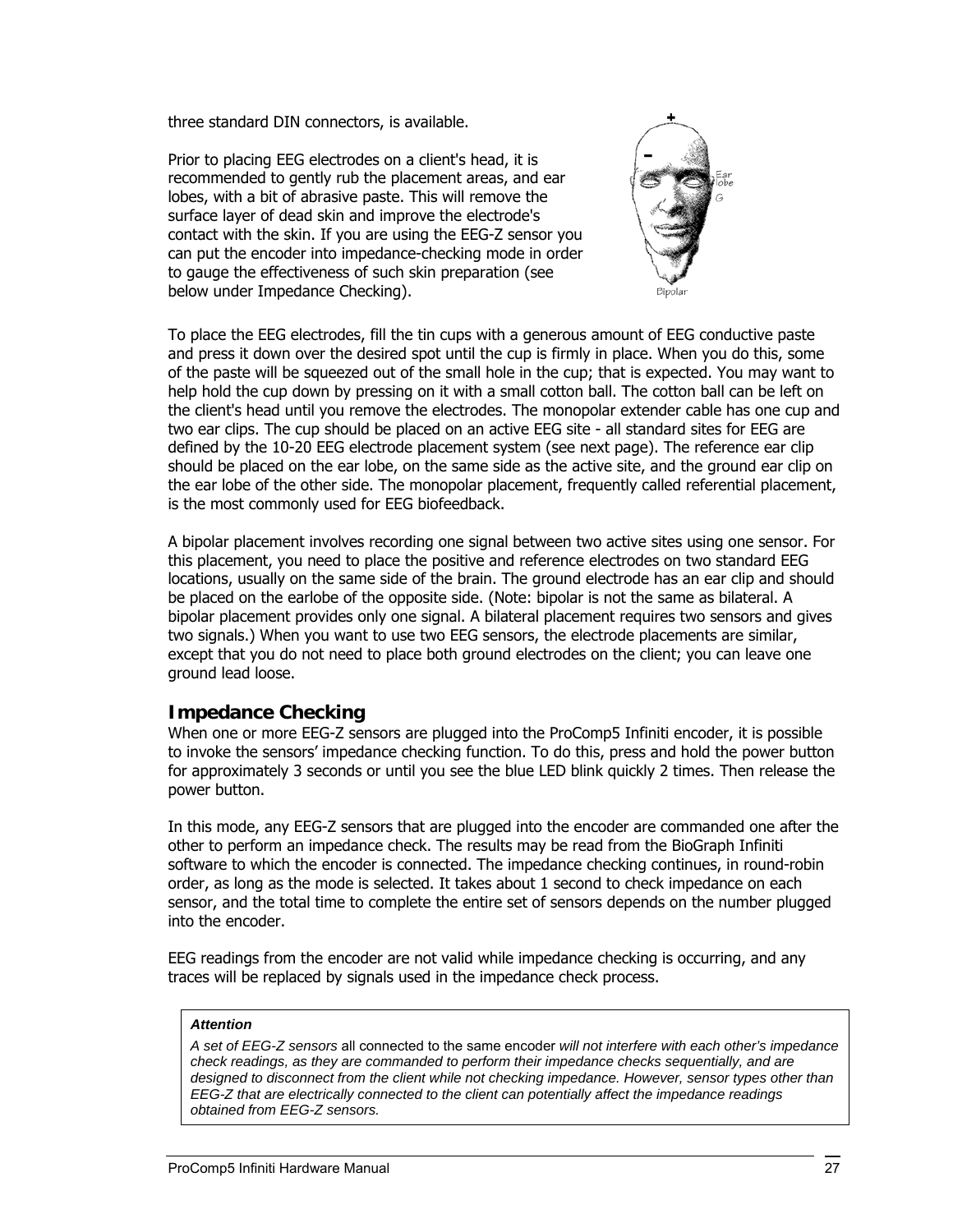three standard DIN connectors, is available.

Prior to placing EEG electrodes on a client's head, it is recommended to gently rub the placement areas, and ear lobes, with a bit of abrasive paste. This will remove the surface layer of dead skin and improve the electrode's contact with the skin. If you are using the EEG-Z sensor you can put the encoder into impedance-checking mode in order to gauge the effectiveness of such skin preparation (see below under Impedance Checking).

+

-

Ear lobe

G

Bipolar

To place the EEG electrodes, fill the tin cups with a generous amount of EEG conductive paste and press it down over the desired spot until the cup is firmly in place. When you do this, some of the paste will be squeezed out of the small hole in the cup; that is expected. You may want to help hold the cup down by pressing on it with a small cotton ball. The cotton ball can be left on the client's head until you remove the electrodes. The monopolar extender cable has one cup and two ear clips. The cup should be placed on an active EEG site - all standard sites for EEG are defined by the 10-20 EEG electrode placement system (see next page). The reference ear clip should be placed on the ear lobe, on the same side as the active site, and the ground ear clip on the ear lobe of the other side. The monopolar placement, frequently called referential placement, is the most commonly used for EEG biofeedback.

A bipolar placement involves recording one signal between two active sites using one sensor. For this placement, you need to place the positive and reference electrodes on two standard EEG locations, usually on the same side of the brain. The ground electrode has an ear clip and should be placed on the earlobe of the opposite side. (Note: bipolar is not the same as bilateral. A bipolar placement provides only one signal. A bilateral placement requires two sensors and gives two signals.) When you want to use two EEG sensors, the electrode placements are similar, except that you do not need to place both ground electrodes on the client; you can leave one ground lead loose.

## Impedance Checking

When one or more EEG-Z sensors are plugged into the ProComp5 Infiniti encoder, it is possible to invoke the sensors' impedance checking function. To do this, press and hold the power button for approximately 3 seconds or until you see the blue LED blink quickly 2 times. Then release the power button.

In this mode, any EEG-Z sensors that are plugged into the encoder are commanded one after the other to perform an impedance check. The results may be read from the BioGraph Infiniti software to which the encoder is connected. The impedance checking continues, in round-robin order, as long as the mode is selected. It takes about 1 second to check impedance on each sensor, and the total time to complete the entire set of sensors depends on the number plugged into the encoder.

EEG readings from the encoder are not valid while impedance checking is occurring, and any traces will be replaced by signals used in the impedance check process.

> ***Attention***
>
> *A set of EEG-Z sensors* all connected to the same encoder *will not interfere with each other's impedance check readings, as they are commanded to perform their impedance checks sequentially, and are designed to disconnect from the client while not checking impedance. However, sensor types other than EEG-Z that are electrically connected to the client can potentially affect the impedance readings obtained from EEG-Z sensors.*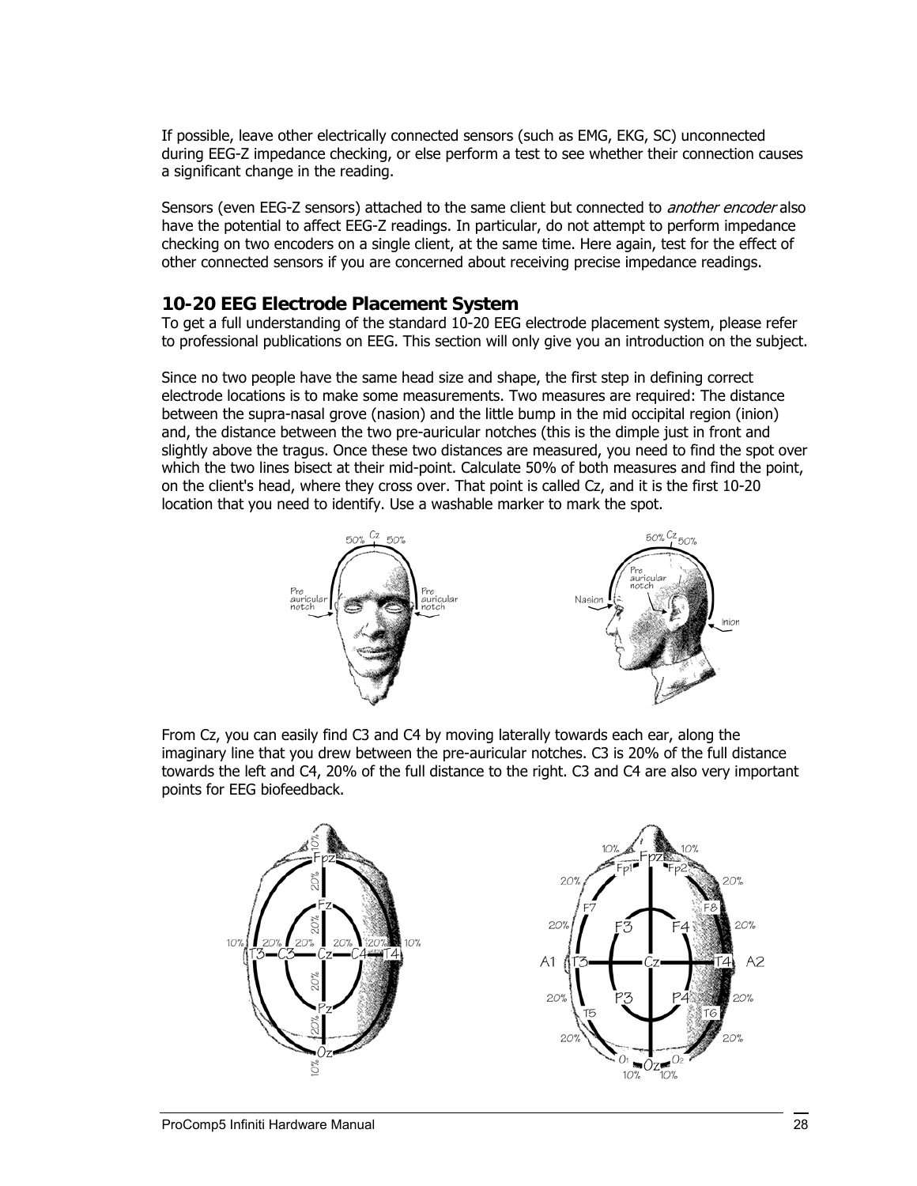If possible, leave other electrically connected sensors (such as EMG, EKG, SC) unconnected during EEG-Z impedance checking, or else perform a test to see whether their connection causes a significant change in the reading.

Sensors (even EEG-Z sensors) attached to the same client but connected to *another encoder* also have the potential to affect EEG-Z readings. In particular, do not attempt to perform impedance checking on two encoders on a single client, at the same time. Here again, test for the effect of other connected sensors if you are concerned about receiving precise impedance readings.

## 10-20 EEG Electrode Placement System

To get a full understanding of the standard 10-20 EEG electrode placement system, please refer to professional publications on EEG. This section will only give you an introduction on the subject.

Since no two people have the same head size and shape, the first step in defining correct electrode locations is to make some measurements. Two measures are required: The distance between the supra-nasal grove (nasion) and the little bump in the mid occipital region (inion) and, the distance between the two pre-auricular notches (this is the dimple just in front and slightly above the tragus. Once these two distances are measured, you need to find the spot over which the two lines bisect at their mid-point. Calculate 50% of both measures and find the point, on the client's head, where they cross over. That point is called Cz, and it is the first 10-20 location that you need to identify. Use a washable marker to mark the spot.

From Cz, you can easily find C3 and C4 by moving laterally towards each ear, along the imaginary line that you drew between the pre-auricular notches. C3 is 20% of the full distance towards the left and C4, 20% of the full distance to the right. C3 and C4 are also very important points for EEG biofeedback.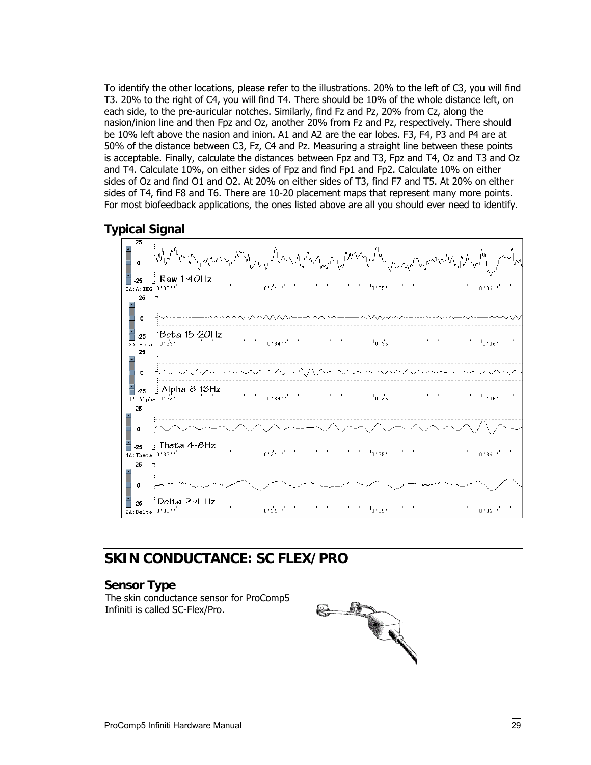To identify the other locations, please refer to the illustrations. 20% to the left of C3, you will find T3. 20% to the right of C4, you will find T4. There should be 10% of the whole distance left, on each side, to the pre-auricular notches. Similarly, find Fz and Pz, 20% from Cz, along the nasion/inion line and then Fpz and Oz, another 20% from Fz and Pz, respectively. There should be 10% left above the nasion and inion. A1 and A2 are the ear lobes. F3, F4, P3 and P4 are at 50% of the distance between C3, Fz, C4 and Pz. Measuring a straight line between these points is acceptable. Finally, calculate the distances between Fpz and T3, Fpz and T4, Oz and T3 and Oz and T4. Calculate 10%, on either sides of Fpz and find Fp1 and Fp2. Calculate 10% on either sides of Oz and find O1 and O2. At 20% on either sides of T3, find F7 and T5. At 20% on either sides of T4, find F8 and T6. There are 10-20 placement maps that represent many more points. For most biofeedback applications, the ones listed above are all you should ever need to identify.

### Typical Signal

25
0
-25
Raw 1-40Hz
5A:A:EEG 0'33" 0'34" 0'35" 0'36"

25
0
-25
Beta 15-20Hz
3A:Beta 0'33" 0'34" 0'35" 0'36"

25
0
-25
Alpha 8-13Hz
1A:Alpha 0'33" 0'34" 0'35" 0'36"

25
0
-25
Theta 4-8Hz
4A:Theta 0'33" 0'34" 0'35" 0'36"

25
0
-25
Delta 2-4 Hz
2A:Delta 0'33" 0'34" 0'35" 0'36"

## SKIN CONDUCTANCE: SC FLEX/PRO

### Sensor Type

The skin conductance sensor for ProComp5 Infiniti is called SC-Flex/Pro.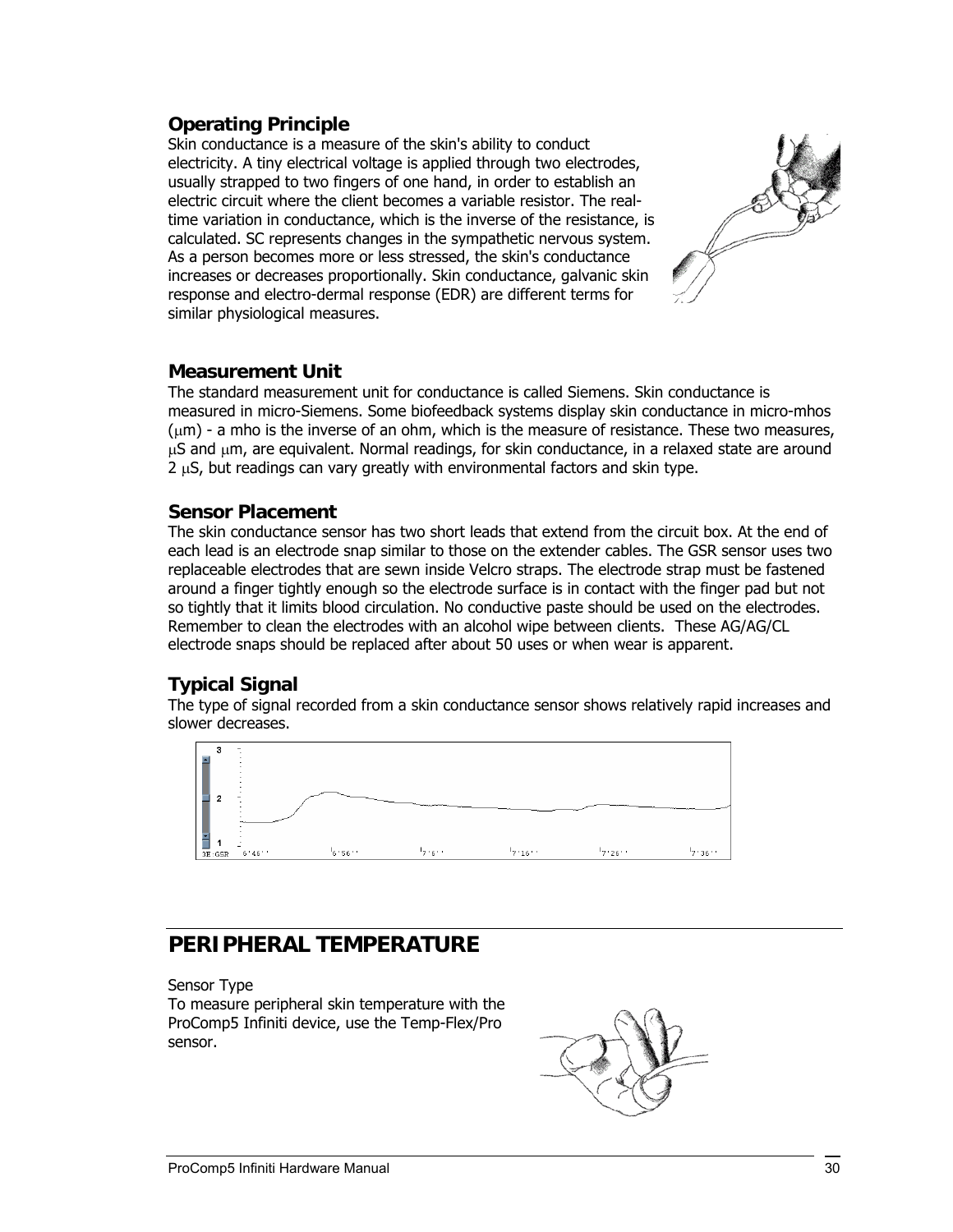### Operating Principle

Skin conductance is a measure of the skin's ability to conduct electricity. A tiny electrical voltage is applied through two electrodes, usually strapped to two fingers of one hand, in order to establish an electric circuit where the client becomes a variable resistor. The real-time variation in conductance, which is the inverse of the resistance, is calculated. SC represents changes in the sympathetic nervous system. As a person becomes more or less stressed, the skin's conductance increases or decreases proportionally. Skin conductance, galvanic skin response and electro-dermal response (EDR) are different terms for similar physiological measures.

### Measurement Unit

The standard measurement unit for conductance is called Siemens. Skin conductance is measured in micro-Siemens. Some biofeedback systems display skin conductance in micro-mhos (μm) - a mho is the inverse of an ohm, which is the measure of resistance. These two measures, μS and μm, are equivalent. Normal readings, for skin conductance, in a relaxed state are around 2 μS, but readings can vary greatly with environmental factors and skin type.

### Sensor Placement

The skin conductance sensor has two short leads that extend from the circuit box. At the end of each lead is an electrode snap similar to those on the extender cables. The GSR sensor uses two replaceable electrodes that are sewn inside Velcro straps. The electrode strap must be fastened around a finger tightly enough so the electrode surface is in contact with the finger pad but not so tightly that it limits blood circulation. No conductive paste should be used on the electrodes. Remember to clean the electrodes with an alcohol wipe between clients. These AG/AG/CL electrode snaps should be replaced after about 50 uses or when wear is apparent.

### Typical Signal

The type of signal recorded from a skin conductance sensor shows relatively rapid increases and slower decreases.

3
2
1
3E:GSR
6'46''
6'56''
7'6''
7'16''
7'26''
7'36''

## PERIPHERAL TEMPERATURE

Sensor Type

To measure peripheral skin temperature with the ProComp5 Infiniti device, use the Temp-Flex/Pro sensor.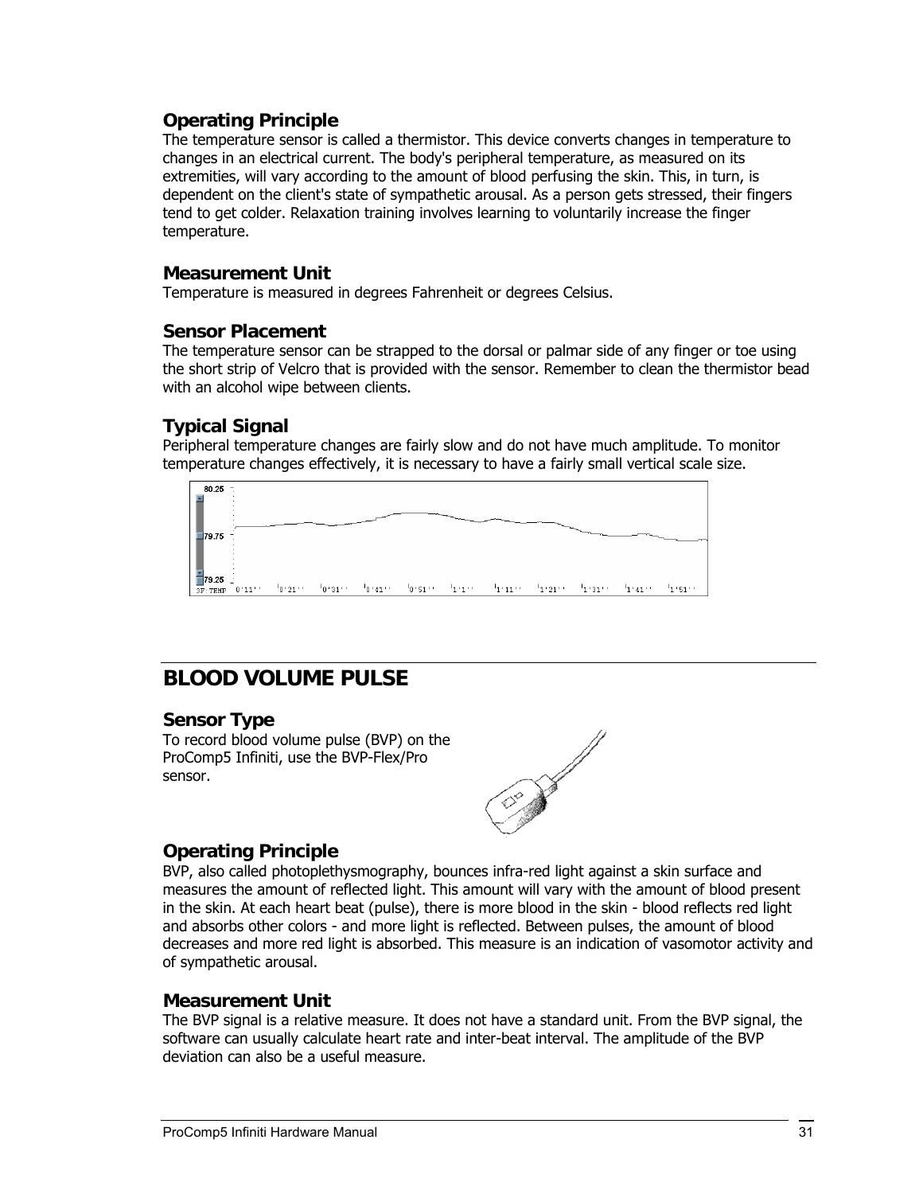### Operating Principle

The temperature sensor is called a thermistor. This device converts changes in temperature to changes in an electrical current. The body's peripheral temperature, as measured on its extremities, will vary according to the amount of blood perfusing the skin. This, in turn, is dependent on the client's state of sympathetic arousal. As a person gets stressed, their fingers tend to get colder. Relaxation training involves learning to voluntarily increase the finger temperature.

### Measurement Unit

Temperature is measured in degrees Fahrenheit or degrees Celsius.

### Sensor Placement

The temperature sensor can be strapped to the dorsal or palmar side of any finger or toe using the short strip of Velcro that is provided with the sensor. Remember to clean the thermistor bead with an alcohol wipe between clients.

### Typical Signal

Peripheral temperature changes are fairly slow and do not have much amplitude. To monitor temperature changes effectively, it is necessary to have a fairly small vertical scale size.

80.25
79.75
79.25
3F: TEMP
0'11'' 0'21'' 0'31'' 0'41'' 0'51'' 1'1'' 1'11'' 1'21'' 1'31'' 1'41'' 1'51''

## BLOOD VOLUME PULSE

### Sensor Type

To record blood volume pulse (BVP) on the ProComp5 Infiniti, use the BVP-Flex/Pro sensor.

### Operating Principle

BVP, also called photoplethysmography, bounces infra-red light against a skin surface and measures the amount of reflected light. This amount will vary with the amount of blood present in the skin. At each heart beat (pulse), there is more blood in the skin - blood reflects red light and absorbs other colors - and more light is reflected. Between pulses, the amount of blood decreases and more red light is absorbed. This measure is an indication of vasomotor activity and of sympathetic arousal.

### Measurement Unit

The BVP signal is a relative measure. It does not have a standard unit. From the BVP signal, the software can usually calculate heart rate and inter-beat interval. The amplitude of the BVP deviation can also be a useful measure.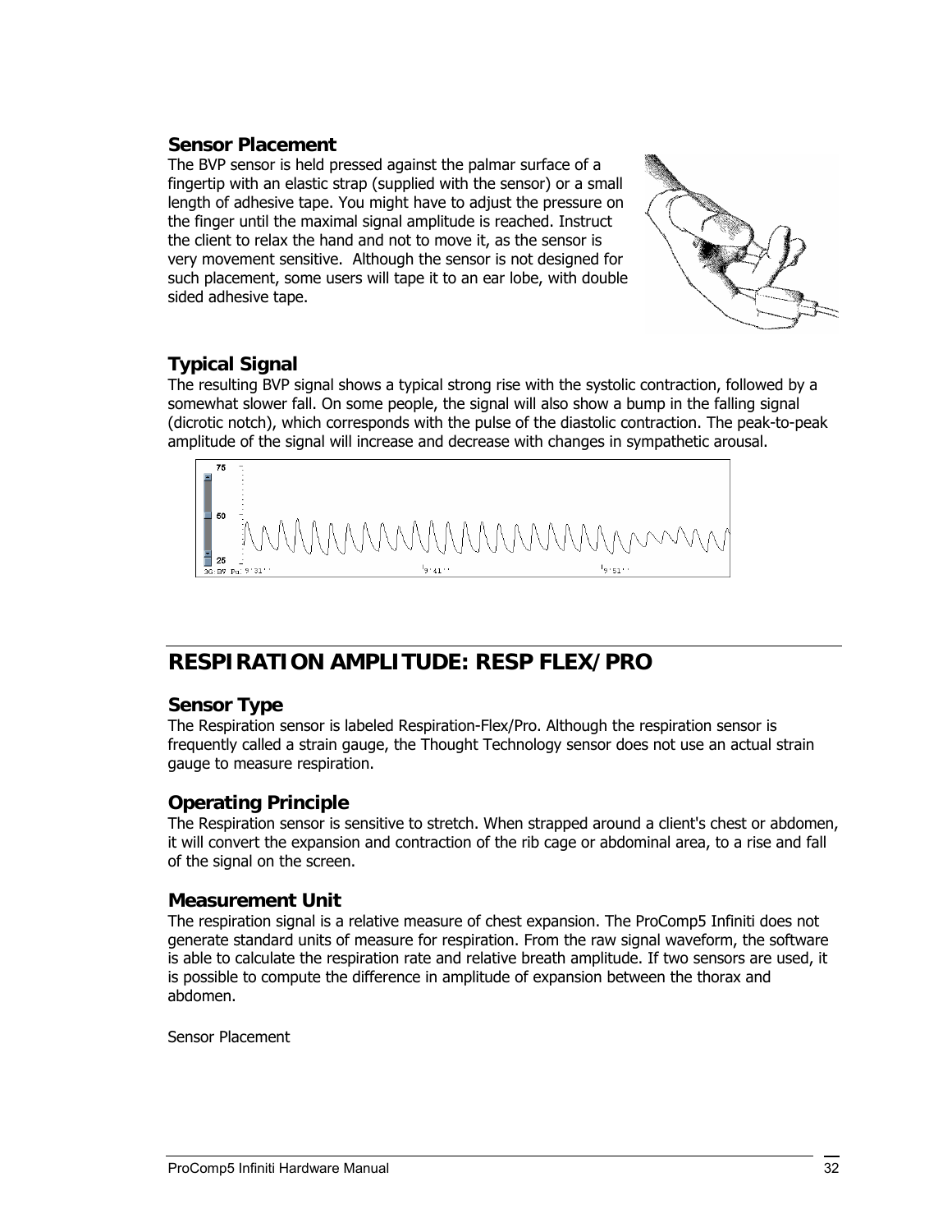### Sensor Placement

The BVP sensor is held pressed against the palmar surface of a fingertip with an elastic strap (supplied with the sensor) or a small length of adhesive tape. You might have to adjust the pressure on the finger until the maximal signal amplitude is reached. Instruct the client to relax the hand and not to move it, as the sensor is very movement sensitive. Although the sensor is not designed for such placement, some users will tape it to an ear lobe, with double sided adhesive tape.

### Typical Signal

The resulting BVP signal shows a typical strong rise with the systolic contraction, followed by a somewhat slower fall. On some people, the signal will also show a bump in the falling signal (dicrotic notch), which corresponds with the pulse of the diastolic contraction. The peak-to-peak amplitude of the signal will increase and decrease with changes in sympathetic arousal.

75
50
25
3G: BV Pu: 9'31''
9'41''
9'51''

## RESPIRATION AMPLITUDE: RESP FLEX/PRO

### Sensor Type

The Respiration sensor is labeled Respiration-Flex/Pro. Although the respiration sensor is frequently called a strain gauge, the Thought Technology sensor does not use an actual strain gauge to measure respiration.

### Operating Principle

The Respiration sensor is sensitive to stretch. When strapped around a client's chest or abdomen, it will convert the expansion and contraction of the rib cage or abdominal area, to a rise and fall of the signal on the screen.

### Measurement Unit

The respiration signal is a relative measure of chest expansion. The ProComp5 Infiniti does not generate standard units of measure for respiration. From the raw signal waveform, the software is able to calculate the respiration rate and relative breath amplitude. If two sensors are used, it is possible to compute the difference in amplitude of expansion between the thorax and abdomen.

Sensor Placement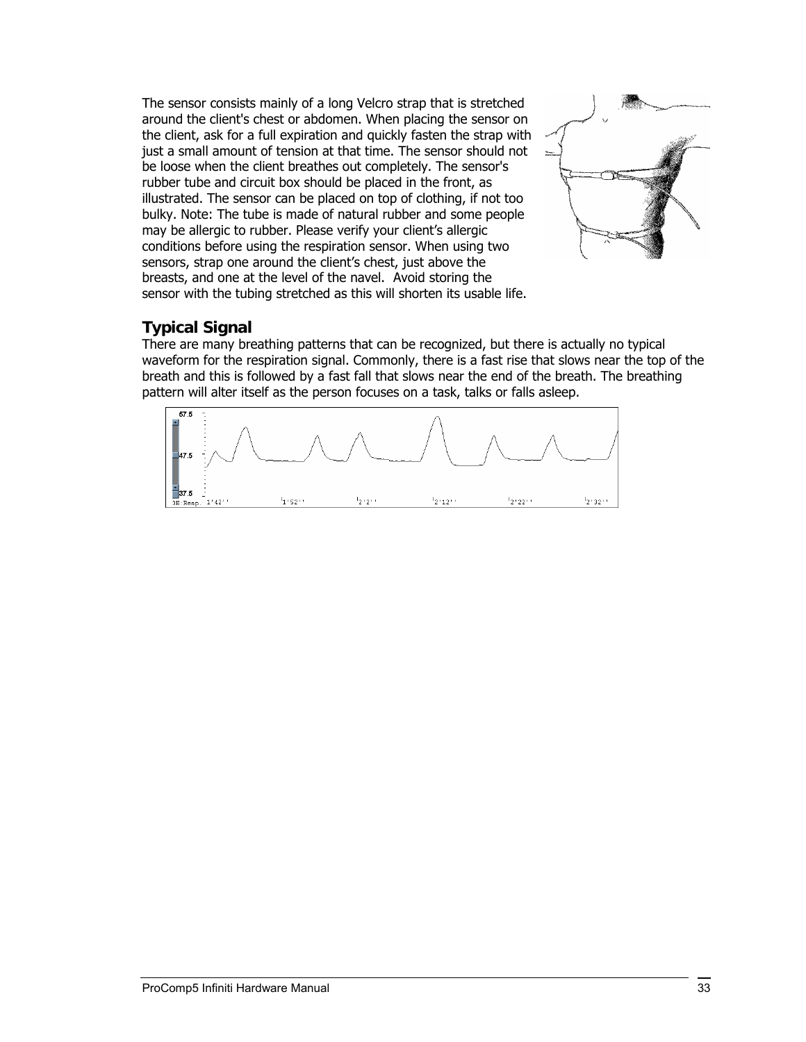The sensor consists mainly of a long Velcro strap that is stretched around the client's chest or abdomen. When placing the sensor on the client, ask for a full expiration and quickly fasten the strap with just a small amount of tension at that time. The sensor should not be loose when the client breathes out completely. The sensor's rubber tube and circuit box should be placed in the front, as illustrated. The sensor can be placed on top of clothing, if not too bulky. Note: The tube is made of natural rubber and some people may be allergic to rubber. Please verify your client's allergic conditions before using the respiration sensor. When using two sensors, strap one around the client's chest, just above the breasts, and one at the level of the navel. Avoid storing the sensor with the tubing stretched as this will shorten its usable life.

## Typical Signal

There are many breathing patterns that can be recognized, but there is actually no typical waveform for the respiration signal. Commonly, there is a fast rise that slows near the top of the breath and this is followed by a fast fall that slows near the end of the breath. The breathing pattern will alter itself as the person focuses on a task, talks or falls asleep.

57.5
47.5
37.5
3B:Resp. 1'42'' 1'52'' 2'2'' 2'12'' 2'22'' 2'32''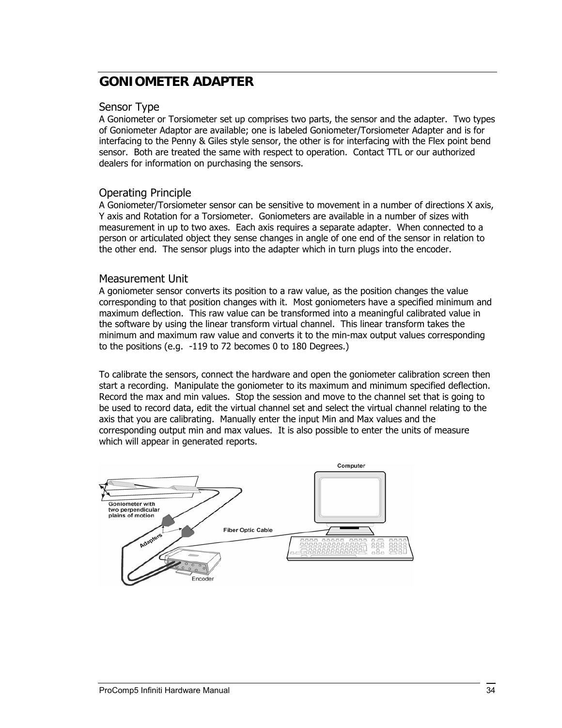# GONIOMETER ADAPTER

## Sensor Type

A Goniometer or Torsiometer set up comprises two parts, the sensor and the adapter. Two types of Goniometer Adaptor are available; one is labeled Goniometer/Torsiometer Adapter and is for interfacing to the Penny & Giles style sensor, the other is for interfacing with the Flex point bend sensor. Both are treated the same with respect to operation. Contact TTL or our authorized dealers for information on purchasing the sensors.

## Operating Principle

A Goniometer/Torsiometer sensor can be sensitive to movement in a number of directions X axis, Y axis and Rotation for a Torsiometer. Goniometers are available in a number of sizes with measurement in up to two axes. Each axis requires a separate adapter. When connected to a person or articulated object they sense changes in angle of one end of the sensor in relation to the other end. The sensor plugs into the adapter which in turn plugs into the encoder.

## Measurement Unit

A goniometer sensor converts its position to a raw value, as the position changes the value corresponding to that position changes with it. Most goniometers have a specified minimum and maximum deflection. This raw value can be transformed into a meaningful calibrated value in the software by using the linear transform virtual channel. This linear transform takes the minimum and maximum raw value and converts it to the min-max output values corresponding to the positions (e.g. -119 to 72 becomes 0 to 180 Degrees.)

To calibrate the sensors, connect the hardware and open the goniometer calibration screen then start a recording. Manipulate the goniometer to its maximum and minimum specified deflection. Record the max and min values. Stop the session and move to the channel set that is going to be used to record data, edit the virtual channel set and select the virtual channel relating to the axis that you are calibrating. Manually enter the input Min and Max values and the corresponding output min and max values. It is also possible to enter the units of measure which will appear in generated reports.

Computer

Goniometer with two perpendicular plains of motion

Fiber Optic Cable

Adapters

Encoder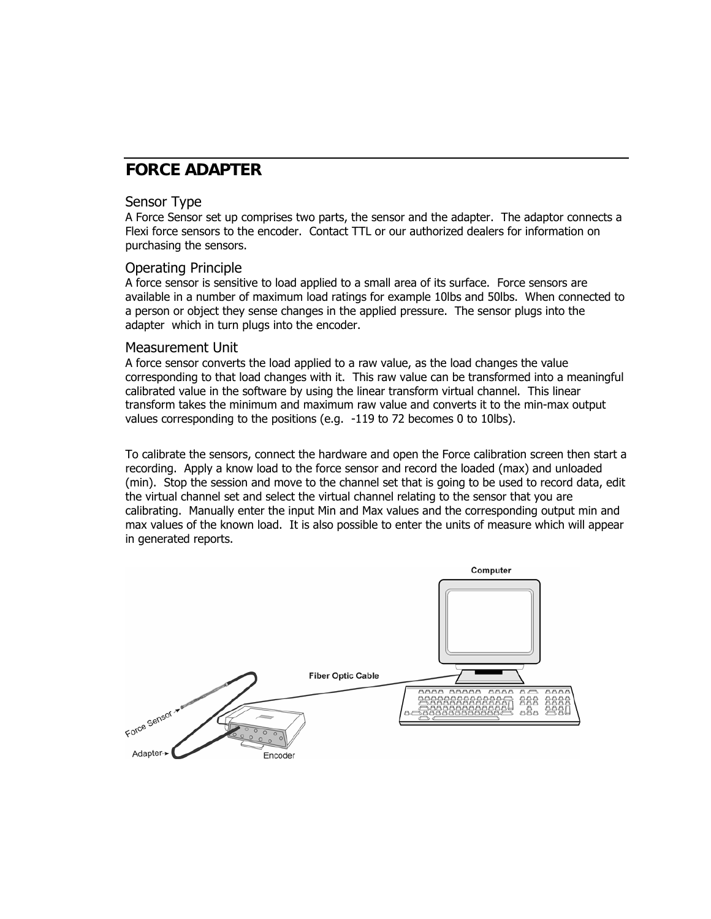# FORCE ADAPTER

## Sensor Type

A Force Sensor set up comprises two parts, the sensor and the adapter. The adaptor connects a Flexi force sensors to the encoder. Contact TTL or our authorized dealers for information on purchasing the sensors.

## Operating Principle

A force sensor is sensitive to load applied to a small area of its surface. Force sensors are available in a number of maximum load ratings for example 10lbs and 50lbs. When connected to a person or object they sense changes in the applied pressure. The sensor plugs into the adapter which in turn plugs into the encoder.

## Measurement Unit

A force sensor converts the load applied to a raw value, as the load changes the value corresponding to that load changes with it. This raw value can be transformed into a meaningful calibrated value in the software by using the linear transform virtual channel. This linear transform takes the minimum and maximum raw value and converts it to the min-max output values corresponding to the positions (e.g. -119 to 72 becomes 0 to 10lbs).

To calibrate the sensors, connect the hardware and open the Force calibration screen then start a recording. Apply a know load to the force sensor and record the loaded (max) and unloaded (min). Stop the session and move to the channel set that is going to be used to record data, edit the virtual channel set and select the virtual channel relating to the sensor that you are calibrating. Manually enter the input Min and Max values and the corresponding output min and max values of the known load. It is also possible to enter the units of measure which will appear in generated reports.

Computer

Fiber Optic Cable

Force Sensor

Adapter

Encoder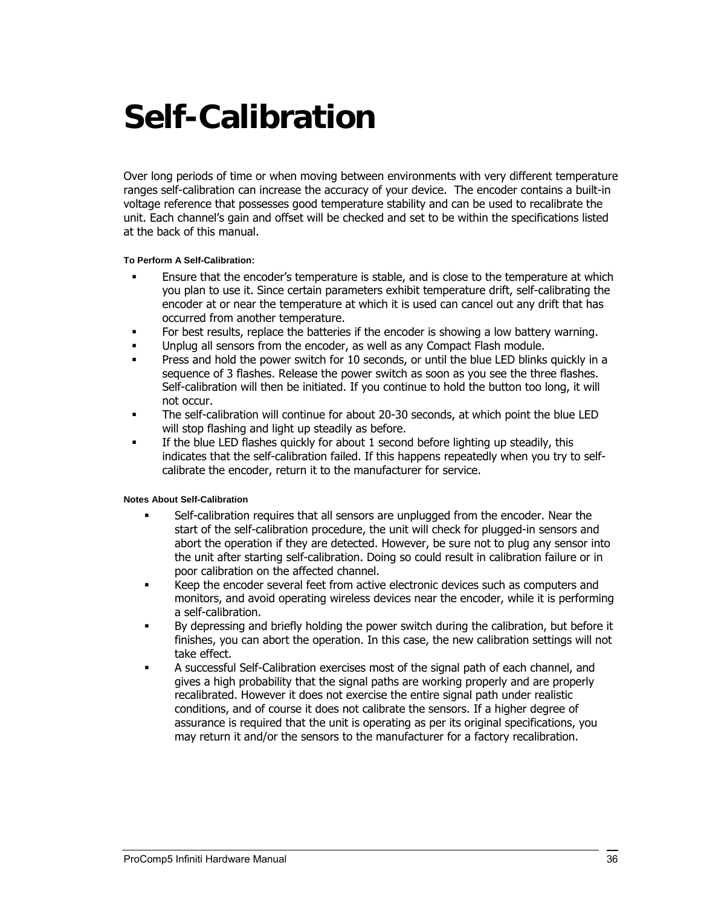# Self-Calibration

Over long periods of time or when moving between environments with very different temperature ranges self-calibration can increase the accuracy of your device. The encoder contains a built-in voltage reference that possesses good temperature stability and can be used to recalibrate the unit. Each channel's gain and offset will be checked and set to be within the specifications listed at the back of this manual.

**To Perform A Self-Calibration:**

- Ensure that the encoder's temperature is stable, and is close to the temperature at which you plan to use it. Since certain parameters exhibit temperature drift, self-calibrating the encoder at or near the temperature at which it is used can cancel out any drift that has occurred from another temperature.
- For best results, replace the batteries if the encoder is showing a low battery warning.
- Unplug all sensors from the encoder, as well as any Compact Flash module.
- Press and hold the power switch for 10 seconds, or until the blue LED blinks quickly in a sequence of 3 flashes. Release the power switch as soon as you see the three flashes. Self-calibration will then be initiated. If you continue to hold the button too long, it will not occur.
- The self-calibration will continue for about 20-30 seconds, at which point the blue LED will stop flashing and light up steadily as before.
- If the blue LED flashes quickly for about 1 second before lighting up steadily, this indicates that the self-calibration failed. If this happens repeatedly when you try to self-calibrate the encoder, return it to the manufacturer for service.

**Notes About Self-Calibration**

- Self-calibration requires that all sensors are unplugged from the encoder. Near the start of the self-calibration procedure, the unit will check for plugged-in sensors and abort the operation if they are detected. However, be sure not to plug any sensor into the unit after starting self-calibration. Doing so could result in calibration failure or in poor calibration on the affected channel.
- Keep the encoder several feet from active electronic devices such as computers and monitors, and avoid operating wireless devices near the encoder, while it is performing a self-calibration.
- By depressing and briefly holding the power switch during the calibration, but before it finishes, you can abort the operation. In this case, the new calibration settings will not take effect.
- A successful Self-Calibration exercises most of the signal path of each channel, and gives a high probability that the signal paths are working properly and are properly recalibrated. However it does not exercise the entire signal path under realistic conditions, and of course it does not calibrate the sensors. If a higher degree of assurance is required that the unit is operating as per its original specifications, you may return it and/or the sensors to the manufacturer for a factory recalibration.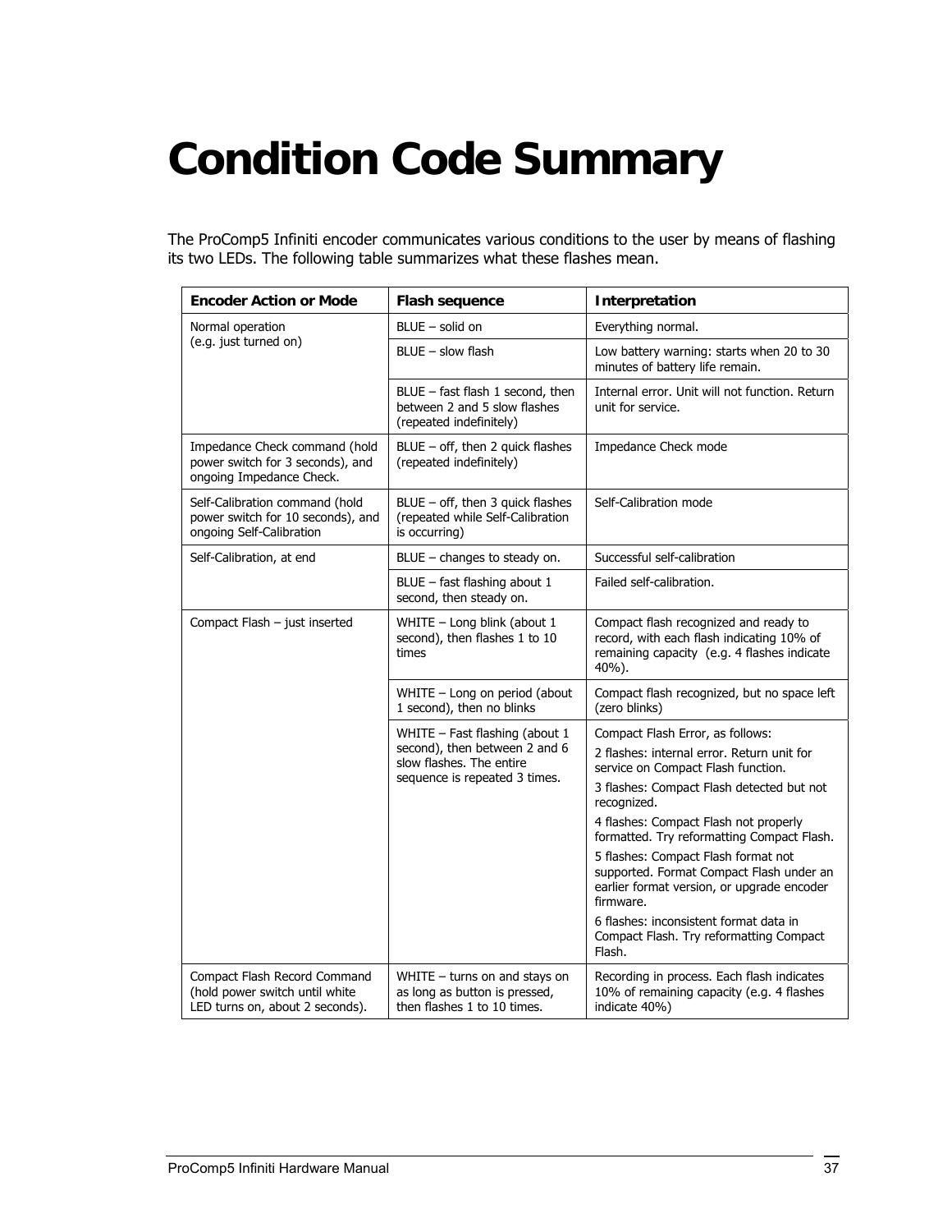# Condition Code Summary

The ProComp5 Infiniti encoder communicates various conditions to the user by means of flashing its two LEDs. The following table summarizes what these flashes mean.

| Encoder Action or Mode | Flash sequence | Interpretation |
|---|---|---|
| Normal operation (e.g. just turned on) | BLUE – solid on | Everything normal. |
| | BLUE – slow flash | Low battery warning: starts when 20 to 30 minutes of battery life remain. |
| | BLUE – fast flash 1 second, then between 2 and 5 slow flashes (repeated indefinitely) | Internal error. Unit will not function. Return unit for service. |
| Impedance Check command (hold power switch for 3 seconds), and ongoing Impedance Check. | BLUE – off, then 2 quick flashes (repeated indefinitely) | Impedance Check mode |
| Self-Calibration command (hold power switch for 10 seconds), and ongoing Self-Calibration | BLUE – off, then 3 quick flashes (repeated while Self-Calibration is occurring) | Self-Calibration mode |
| Self-Calibration, at end | BLUE – changes to steady on. | Successful self-calibration |
| | BLUE – fast flashing about 1 second, then steady on. | Failed self-calibration. |
| Compact Flash – just inserted | WHITE – Long blink (about 1 second), then flashes 1 to 10 times | Compact flash recognized and ready to record, with each flash indicating 10% of remaining capacity (e.g. 4 flashes indicate 40%). |
| | WHITE – Long on period (about 1 second), then no blinks | Compact flash recognized, but no space left (zero blinks) |
| | WHITE – Fast flashing (about 1 second), then between 2 and 6 slow flashes. The entire sequence is repeated 3 times. | Compact Flash Error, as follows:<br>2 flashes: internal error. Return unit for service on Compact Flash function.<br>3 flashes: Compact Flash detected but not recognized.<br>4 flashes: Compact Flash not properly formatted. Try reformatting Compact Flash.<br>5 flashes: Compact Flash format not supported. Format Compact Flash under an earlier format version, or upgrade encoder firmware.<br>6 flashes: inconsistent format data in Compact Flash. Try reformatting Compact Flash. |
| Compact Flash Record Command (hold power switch until white LED turns on, about 2 seconds). | WHITE – turns on and stays on as long as button is pressed, then flashes 1 to 10 times. | Recording in process. Each flash indicates 10% of remaining capacity (e.g. 4 flashes indicate 40%) |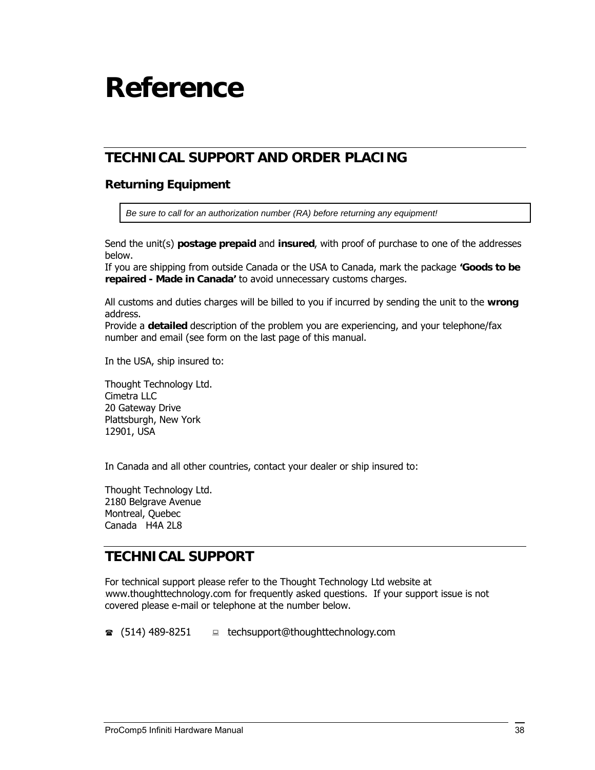# Reference

## TECHNICAL SUPPORT AND ORDER PLACING

### Returning Equipment

*Be sure to call for an authorization number (RA) before returning any equipment!*

Send the unit(s) **postage prepaid** and **insured**, with proof of purchase to one of the addresses below.
If you are shipping from outside Canada or the USA to Canada, mark the package **'Goods to be repaired - Made in Canada'** to avoid unnecessary customs charges.

All customs and duties charges will be billed to you if incurred by sending the unit to the **wrong** address.
Provide a **detailed** description of the problem you are experiencing, and your telephone/fax number and email (see form on the last page of this manual.

In the USA, ship insured to:

Thought Technology Ltd.
Cimetra LLC
20 Gateway Drive
Plattsburgh, New York
12901, USA

In Canada and all other countries, contact your dealer or ship insured to:

Thought Technology Ltd.
2180 Belgrave Avenue
Montreal, Quebec
Canada H4A 2L8

## TECHNICAL SUPPORT

For technical support please refer to the Thought Technology Ltd website at www.thoughttechnology.com for frequently asked questions. If your support issue is not covered please e-mail or telephone at the number below.

☎ (514) 489-8251 💻 techsupport@thoughttechnology.com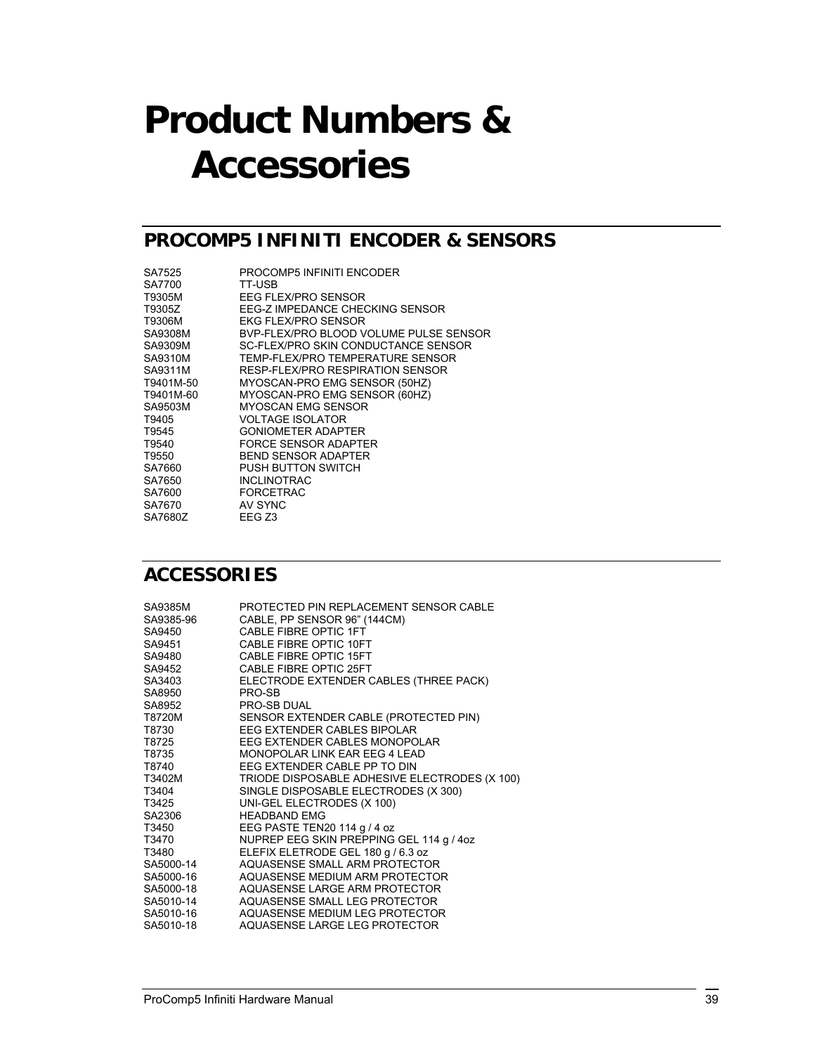# Product Numbers & Accessories

## PROCOMP5 INFINITI ENCODER & SENSORS

| | |
|---|---|
| SA7525 | PROCOMP5 INFINITI ENCODER |
| SA7700 | TT-USB |
| T9305M | EEG FLEX/PRO SENSOR |
| T9305Z | EEG-Z IMPEDANCE CHECKING SENSOR |
| T9306M | EKG FLEX/PRO SENSOR |
| SA9308M | BVP-FLEX/PRO BLOOD VOLUME PULSE SENSOR |
| SA9309M | SC-FLEX/PRO SKIN CONDUCTANCE SENSOR |
| SA9310M | TEMP-FLEX/PRO TEMPERATURE SENSOR |
| SA9311M | RESP-FLEX/PRO RESPIRATION SENSOR |
| T9401M-50 | MYOSCAN-PRO EMG SENSOR (50HZ) |
| T9401M-60 | MYOSCAN-PRO EMG SENSOR (60HZ) |
| SA9503M | MYOSCAN EMG SENSOR |
| T9405 | VOLTAGE ISOLATOR |
| T9545 | GONIOMETER ADAPTER |
| T9540 | FORCE SENSOR ADAPTER |
| T9550 | BEND SENSOR ADAPTER |
| SA7660 | PUSH BUTTON SWITCH |
| SA7650 | INCLINOTRAC |
| SA7600 | FORCETRAC |
| SA7670 | AV SYNC |
| SA7680Z | EEG Z3 |

## ACCESSORIES

| | |
|---|---|
| SA9385M | PROTECTED PIN REPLACEMENT SENSOR CABLE |
| SA9385-96 | CABLE, PP SENSOR 96" (144CM) |
| SA9450 | CABLE FIBRE OPTIC 1FT |
| SA9451 | CABLE FIBRE OPTIC 10FT |
| SA9480 | CABLE FIBRE OPTIC 15FT |
| SA9452 | CABLE FIBRE OPTIC 25FT |
| SA3403 | ELECTRODE EXTENDER CABLES (THREE PACK) |
| SA8950 | PRO-SB |
| SA8952 | PRO-SB DUAL |
| T8720M | SENSOR EXTENDER CABLE (PROTECTED PIN) |
| T8730 | EEG EXTENDER CABLES BIPOLAR |
| T8725 | EEG EXTENDER CABLES MONOPOLAR |
| T8735 | MONOPOLAR LINK EAR EEG 4 LEAD |
| T8740 | EEG EXTENDER CABLE PP TO DIN |
| T3402M | TRIODE DISPOSABLE ADHESIVE ELECTRODES (X 100) |
| T3404 | SINGLE DISPOSABLE ELECTRODES (X 300) |
| T3425 | UNI-GEL ELECTRODES (X 100) |
| SA2306 | HEADBAND EMG |
| T3450 | EEG PASTE TEN20 114 g / 4 oz |
| T3470 | NUPREP EEG SKIN PREPPING GEL 114 g / 4oz |
| T3480 | ELEFIX ELETRODE GEL 180 g / 6.3 oz |
| SA5000-14 | AQUASENSE SMALL ARM PROTECTOR |
| SA5000-16 | AQUASENSE MEDIUM ARM PROTECTOR |
| SA5000-18 | AQUASENSE LARGE ARM PROTECTOR |
| SA5010-14 | AQUASENSE SMALL LEG PROTECTOR |
| SA5010-16 | AQUASENSE MEDIUM LEG PROTECTOR |
| SA5010-18 | AQUASENSE LARGE LEG PROTECTOR |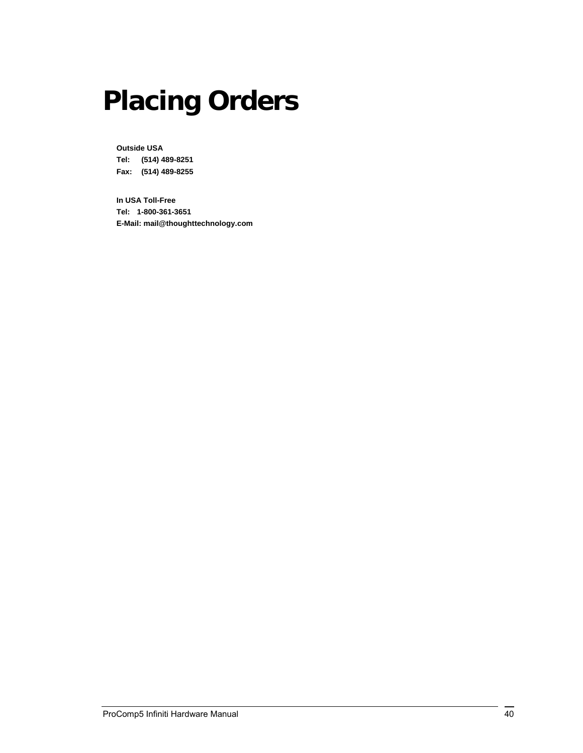# Placing Orders

**Outside USA**
**Tel: (514) 489-8251**
**Fax: (514) 489-8255**

**In USA Toll-Free**
**Tel: 1-800-361-3651**
**E-Mail: mail@thoughttechnology.com**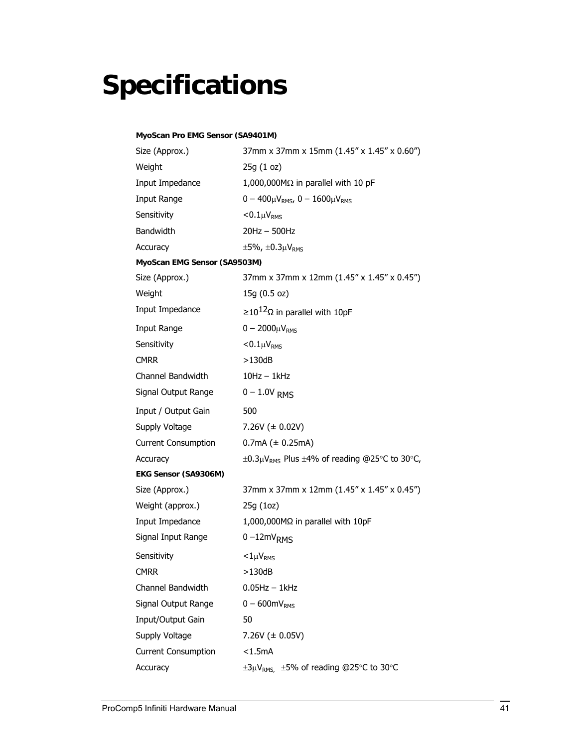# Specifications

**MyoScan Pro EMG Sensor (SA9401M)**

| | |
|---|---|
| Size (Approx.) | 37mm x 37mm x 15mm (1.45" x 1.45" x 0.60") |
| Weight | 25g (1 oz) |
| Input Impedance | 1,000,000MΩ in parallel with 10 pF |
| Input Range | 0 – 400μ$V_{RMS}$, 0 – 1600μ$V_{RMS}$ |
| Sensitivity | <0.1μ$V_{RMS}$ |
| Bandwidth | 20Hz – 500Hz |
| Accuracy | ±5%, ±0.3μ$V_{RMS}$ |

**MyoScan EMG Sensor (SA9503M)**

| | |
|---|---|
| Size (Approx.) | 37mm x 37mm x 12mm (1.45" x 1.45" x 0.45") |
| Weight | 15g (0.5 oz) |
| Input Impedance | ≥$10^{12}$Ω in parallel with 10pF |
| Input Range | 0 – 2000μ$V_{RMS}$ |
| Sensitivity | <0.1μ$V_{RMS}$ |
| CMRR | >130dB |
| Channel Bandwidth | 10Hz – 1kHz |
| Signal Output Range | 0 – 1.0$V_{RMS}$ |
| Input / Output Gain | 500 |
| Supply Voltage | 7.26V (± 0.02V) |
| Current Consumption | 0.7mA (± 0.25mA) |
| Accuracy | ±0.3μ$V_{RMS}$ Plus ±4% of reading @25°C to 30°C, |

**EKG Sensor (SA9306M)**

| | |
|---|---|
| Size (Approx.) | 37mm x 37mm x 12mm (1.45" x 1.45" x 0.45") |
| Weight (approx.) | 25g (1oz) |
| Input Impedance | 1,000,000MΩ in parallel with 10pF |
| Signal Input Range | 0 –12m$V_{RMS}$ |
| Sensitivity | <1μ$V_{RMS}$ |
| CMRR | >130dB |
| Channel Bandwidth | 0.05Hz – 1kHz |
| Signal Output Range | 0 – 600m$V_{RMS}$ |
| Input/Output Gain | 50 |
| Supply Voltage | 7.26V (± 0.05V) |
| Current Consumption | <1.5mA |
| Accuracy | ±3μ$V_{RMS}$, ±5% of reading @25°C to 30°C |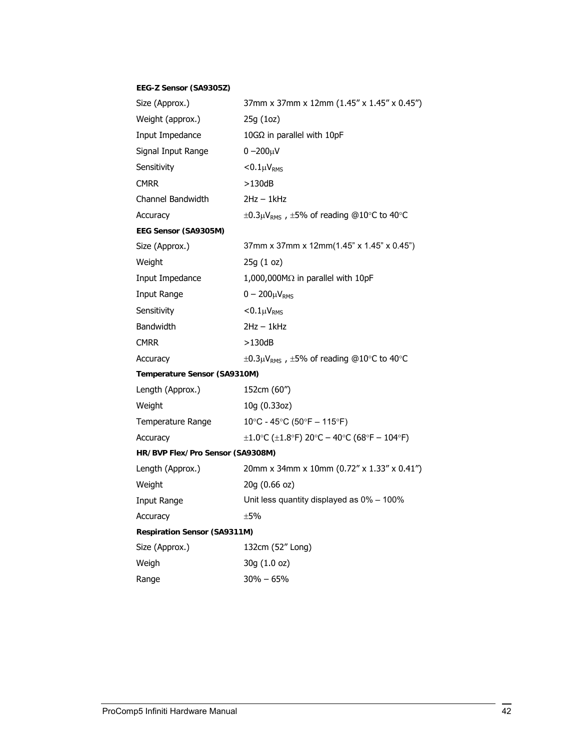**EEG-Z Sensor (SA9305Z)**

| | |
|---|---|
| Size (Approx.) | 37mm x 37mm x 12mm (1.45" x 1.45" x 0.45") |
| Weight (approx.) | 25g (1oz) |
| Input Impedance | 10GΩ in parallel with 10pF |
| Signal Input Range | 0 –200μV |
| Sensitivity | <0.1μ$V_{RMS}$ |
| CMRR | >130dB |
| Channel Bandwidth | 2Hz – 1kHz |
| Accuracy | ±0.3μ$V_{RMS}$ , ±5% of reading @10°C to 40°C |

**EEG Sensor (SA9305M)**

| | |
|---|---|
| Size (Approx.) | 37mm x 37mm x 12mm(1.45" x 1.45" x 0.45") |
| Weight | 25g (1 oz) |
| Input Impedance | 1,000,000MΩ in parallel with 10pF |
| Input Range | 0 – 200μ$V_{RMS}$ |
| Sensitivity | <0.1μ$V_{RMS}$ |
| Bandwidth | 2Hz – 1kHz |
| CMRR | >130dB |
| Accuracy | ±0.3μ$V_{RMS}$ , ±5% of reading @10°C to 40°C |

**Temperature Sensor (SA9310M)**

| | |
|---|---|
| Length (Approx.) | 152cm (60") |
| Weight | 10g (0.33oz) |
| Temperature Range | 10°C - 45°C (50°F – 115°F) |
| Accuracy | ±1.0°C (±1.8°F) 20°C – 40°C (68°F – 104°F) |

**HR/BVP Flex/Pro Sensor (SA9308M)**

| | |
|---|---|
| Length (Approx.) | 20mm x 34mm x 10mm (0.72" x 1.33" x 0.41") |
| Weight | 20g (0.66 oz) |
| Input Range | Unit less quantity displayed as 0% – 100% |
| Accuracy | ±5% |

**Respiration Sensor (SA9311M)**

| | |
|---|---|
| Size (Approx.) | 132cm (52" Long) |
| Weigh | 30g (1.0 oz) |
| Range | 30% – 65% |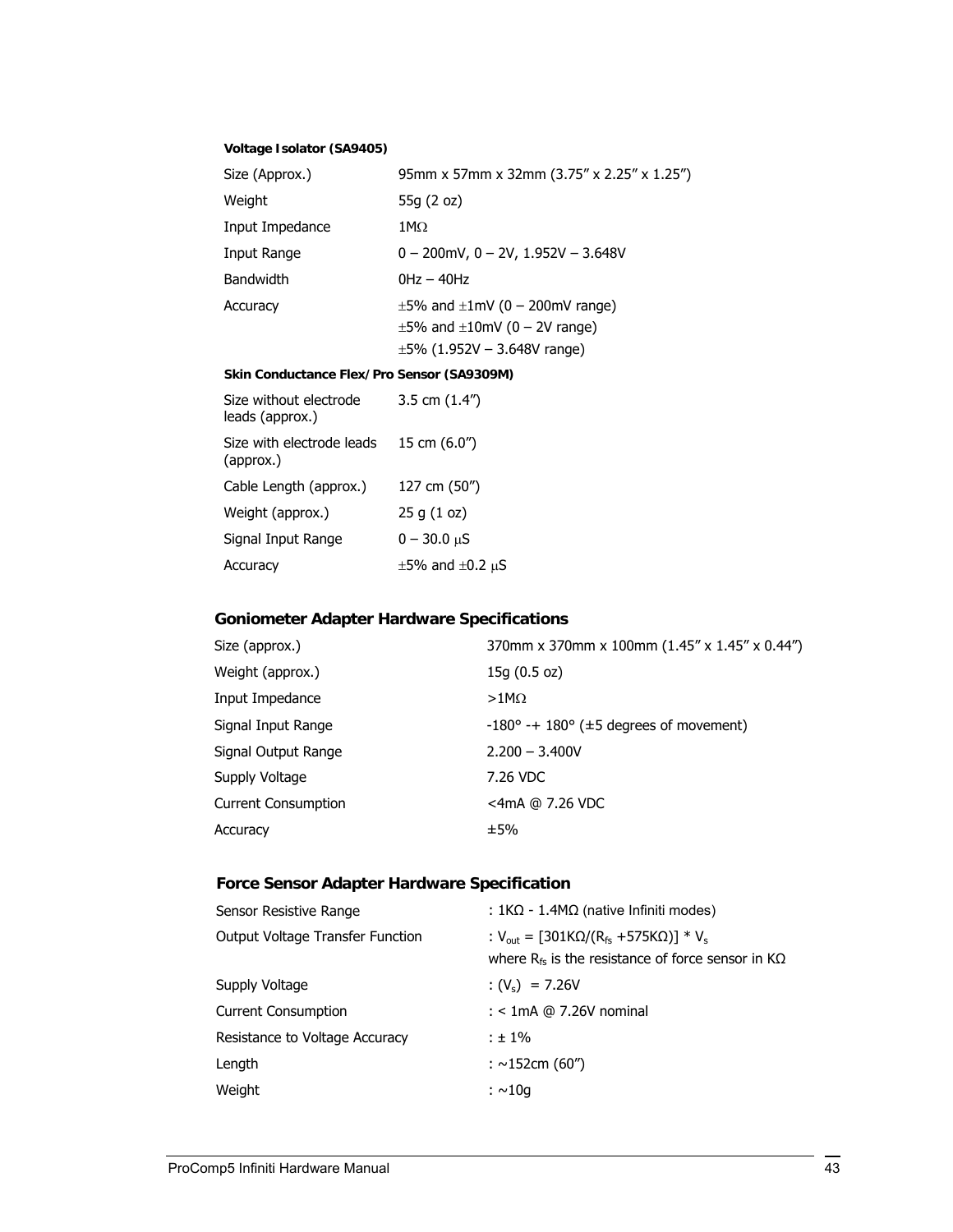**Voltage Isolator (SA9405)**

| | |
|---|---|
| Size (Approx.) | 95mm x 57mm x 32mm (3.75" x 2.25" x 1.25") |
| Weight | 55g (2 oz) |
| Input Impedance | 1MΩ |
| Input Range | 0 – 200mV, 0 – 2V, 1.952V – 3.648V |
| Bandwidth | 0Hz – 40Hz |
| Accuracy | ±5% and ±1mV (0 – 200mV range)<br>±5% and ±10mV (0 – 2V range)<br>±5% (1.952V – 3.648V range) |

**Skin Conductance Flex/Pro Sensor (SA9309M)**

| | |
|---|---|
| Size without electrode leads (approx.) | 3.5 cm (1.4") |
| Size with electrode leads (approx.) | 15 cm (6.0") |
| Cable Length (approx.) | 127 cm (50") |
| Weight (approx.) | 25 g (1 oz) |
| Signal Input Range | 0 – 30.0 μS |
| Accuracy | ±5% and ±0.2 μS |

### Goniometer Adapter Hardware Specifications

| | |
|---|---|
| Size (approx.) | 370mm x 370mm x 100mm (1.45" x 1.45" x 0.44") |
| Weight (approx.) | 15g (0.5 oz) |
| Input Impedance | >1MΩ |
| Signal Input Range | -180° -+ 180° (±5 degrees of movement) |
| Signal Output Range | 2.200 – 3.400V |
| Supply Voltage | 7.26 VDC |
| Current Consumption | <4mA @ 7.26 VDC |
| Accuracy | ±5% |

### Force Sensor Adapter Hardware Specification

| | |
|---|---|
| Sensor Resistive Range | : 1KΩ - 1.4MΩ (native Infiniti modes) |
| Output Voltage Transfer Function | : $V_{out} = [301K\Omega/(R_{fs} + 575K\Omega)] * V_s$<br>where $R_{fs}$ is the resistance of force sensor in KΩ |
| Supply Voltage | : $(V_s)$ = 7.26V |
| Current Consumption | : < 1mA @ 7.26V nominal |
| Resistance to Voltage Accuracy | : ± 1% |
| Length | : ~152cm (60") |
| Weight | : ~10g |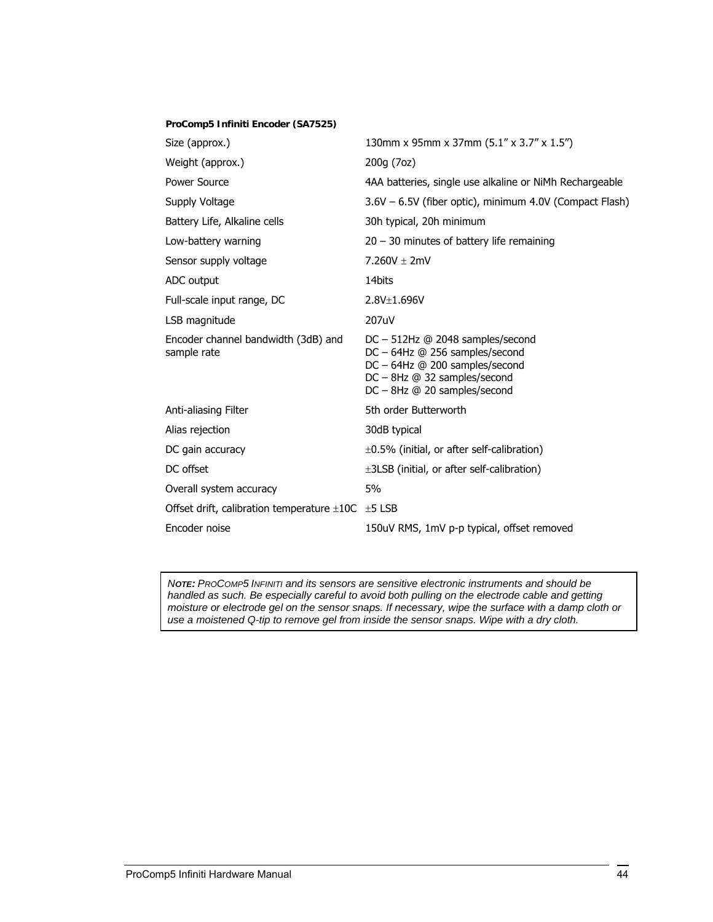**ProComp5 Infiniti Encoder (SA7525)**

| | |
|---|---|
| Size (approx.) | 130mm x 95mm x 37mm (5.1” x 3.7” x 1.5”) |
| Weight (approx.) | 200g (7oz) |
| Power Source | 4AA batteries, single use alkaline or NiMh Rechargeable |
| Supply Voltage | 3.6V – 6.5V (fiber optic), minimum 4.0V (Compact Flash) |
| Battery Life, Alkaline cells | 30h typical, 20h minimum |
| Low-battery warning | 20 – 30 minutes of battery life remaining |
| Sensor supply voltage | 7.260V ± 2mV |
| ADC output | 14bits |
| Full-scale input range, DC | 2.8V±1.696V |
| LSB magnitude | 207uV |
| Encoder channel bandwidth (3dB) and sample rate | DC – 512Hz @ 2048 samples/second<br>DC – 64Hz @ 256 samples/second<br>DC – 64Hz @ 200 samples/second<br>DC – 8Hz @ 32 samples/second<br>DC – 8Hz @ 20 samples/second |
| Anti-aliasing Filter | 5th order Butterworth |
| Alias rejection | 30dB typical |
| DC gain accuracy | ±0.5% (initial, or after self-calibration) |
| DC offset | ±3LSB (initial, or after self-calibration) |
| Overall system accuracy | 5% |
| Offset drift, calibration temperature ±10C | ±5 LSB |
| Encoder noise | 150uV RMS, 1mV p-p typical, offset removed |

> ***NOTE:** PROCOMP5 INFINITI and its sensors are sensitive electronic instruments and should be handled as such. Be especially careful to avoid both pulling on the electrode cable and getting moisture or electrode gel on the sensor snaps. If necessary, wipe the surface with a damp cloth or use a moistened Q-tip to remove gel from inside the sensor snaps. Wipe with a dry cloth.*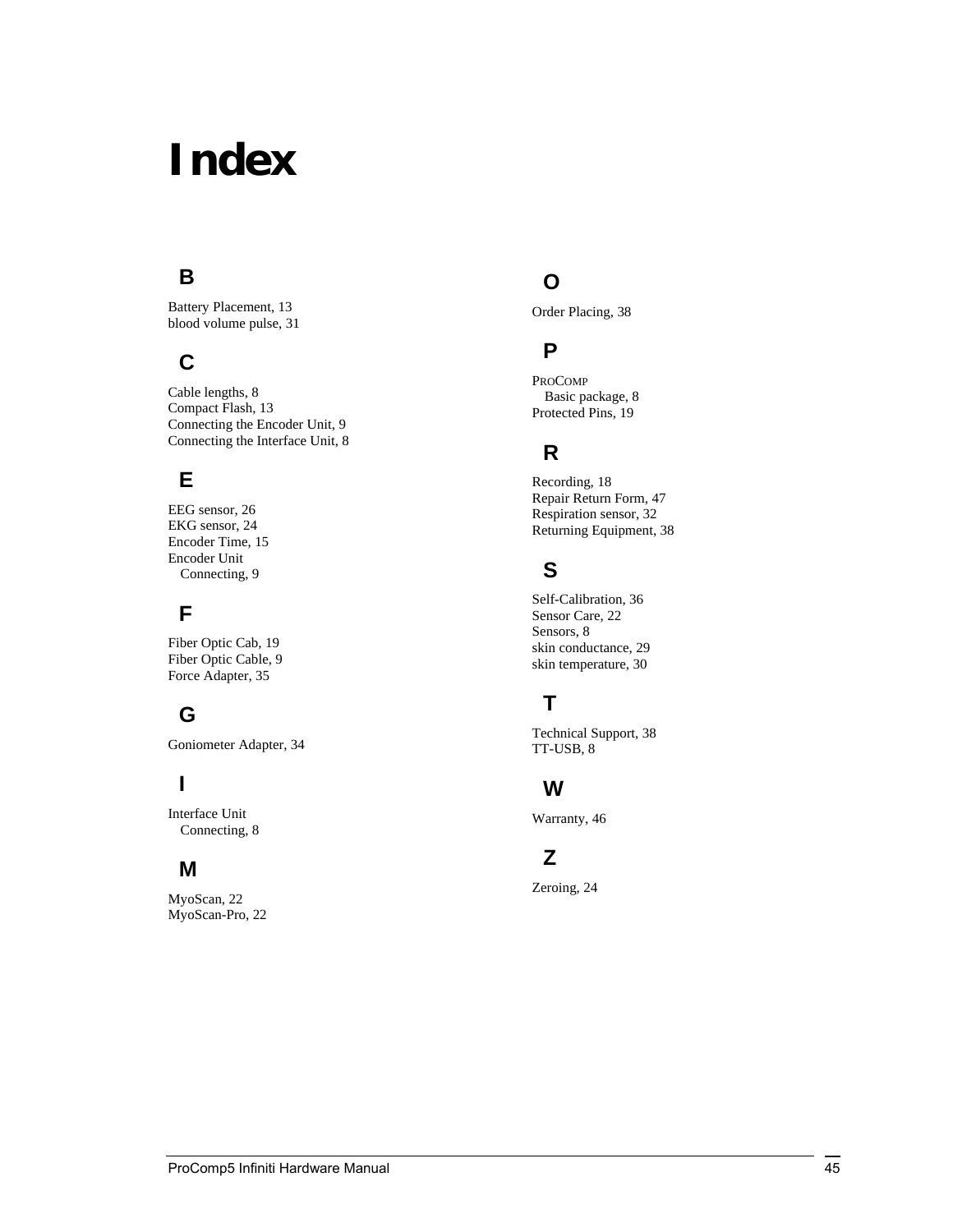# Index

## B

Battery Placement, 13
blood volume pulse, 31

## C

Cable lengths, 8
Compact Flash, 13
Connecting the Encoder Unit, 9
Connecting the Interface Unit, 8

## E

EEG sensor, 26
EKG sensor, 24
Encoder Time, 15
Encoder Unit
  Connecting, 9

## F

Fiber Optic Cab, 19
Fiber Optic Cable, 9
Force Adapter, 35

## G

Goniometer Adapter, 34

## I

Interface Unit
  Connecting, 8

## M

MyoScan, 22
MyoScan-Pro, 22

## O

Order Placing, 38

## P

PROCOMP
  Basic package, 8
Protected Pins, 19

## R

Recording, 18
Repair Return Form, 47
Respiration sensor, 32
Returning Equipment, 38

## S

Self-Calibration, 36
Sensor Care, 22
Sensors, 8
skin conductance, 29
skin temperature, 30

## T

Technical Support, 38
TT-USB, 8

## W

Warranty, 46

## Z

Zeroing, 24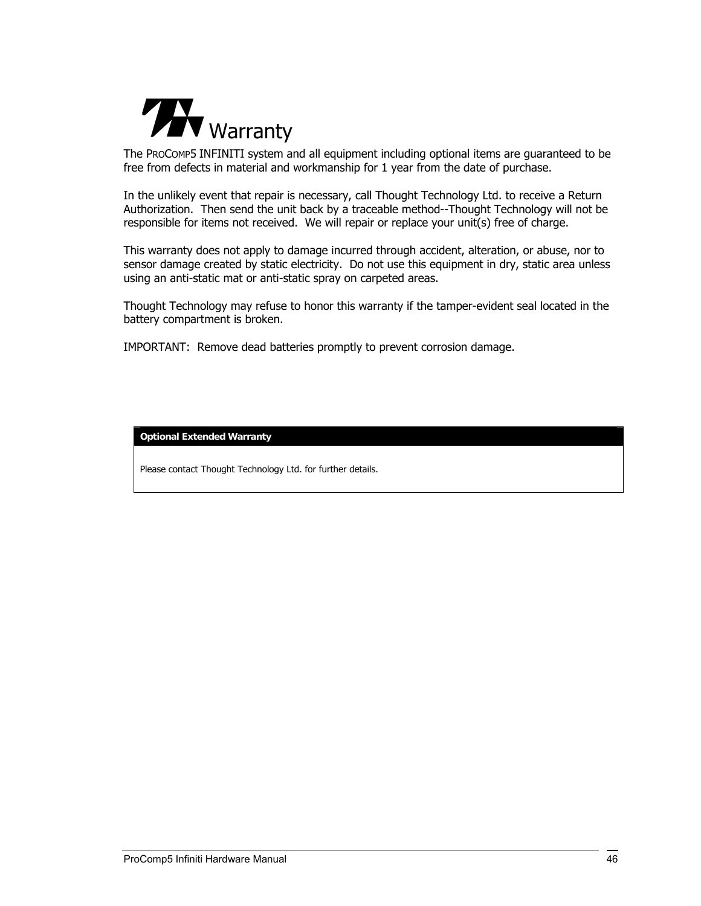# Warranty

The PROCOMP5 INFINITI system and all equipment including optional items are guaranteed to be free from defects in material and workmanship for 1 year from the date of purchase.

In the unlikely event that repair is necessary, call Thought Technology Ltd. to receive a Return Authorization. Then send the unit back by a traceable method--Thought Technology will not be responsible for items not received. We will repair or replace your unit(s) free of charge.

This warranty does not apply to damage incurred through accident, alteration, or abuse, nor to sensor damage created by static electricity. Do not use this equipment in dry, static area unless using an anti-static mat or anti-static spray on carpeted areas.

Thought Technology may refuse to honor this warranty if the tamper-evident seal located in the battery compartment is broken.

IMPORTANT: Remove dead batteries promptly to prevent corrosion damage.

**Optional Extended Warranty**

Please contact Thought Technology Ltd. for further details.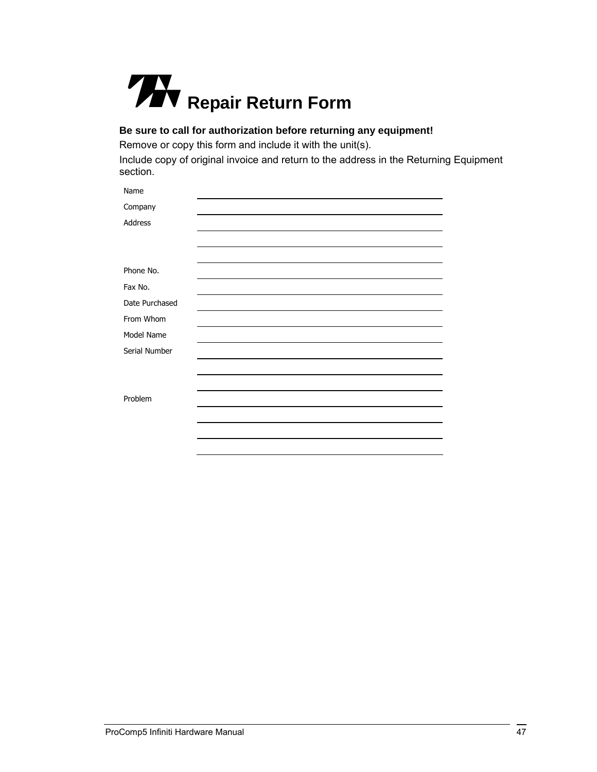# Repair Return Form

**Be sure to call for authorization before returning any equipment!**

Remove or copy this form and include it with the unit(s).

Include copy of original invoice and return to the address in the Returning Equipment section.

Name ______________________________

Company ______________________________

Address ______________________________

______________________________

______________________________

Phone No. ______________________________

Fax No. ______________________________

Date Purchased ______________________________

From Whom ______________________________

Model Name ______________________________

Serial Number ______________________________

______________________________

______________________________

Problem ______________________________

______________________________

______________________________

______________________________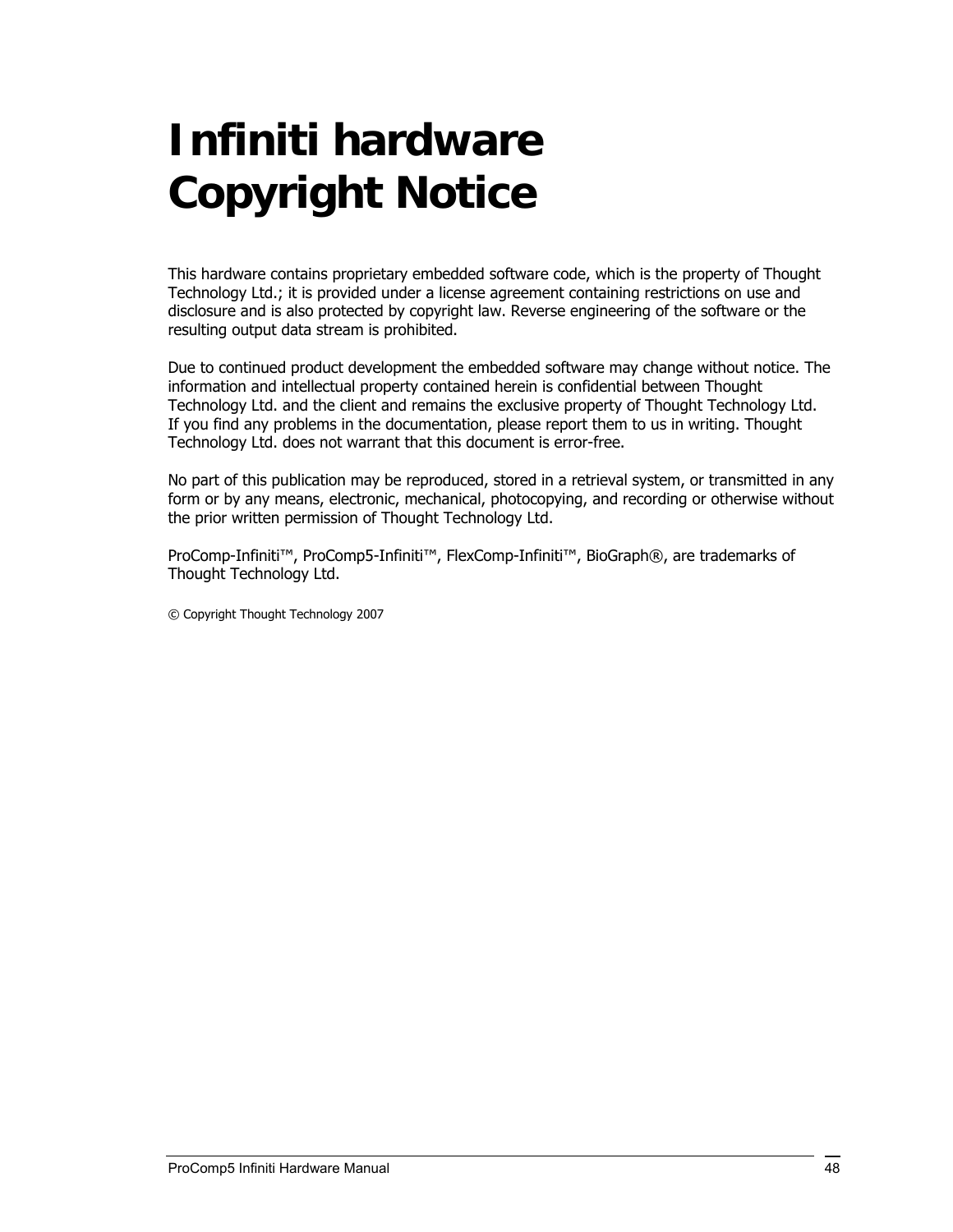# Infiniti hardware Copyright Notice

This hardware contains proprietary embedded software code, which is the property of Thought Technology Ltd.; it is provided under a license agreement containing restrictions on use and disclosure and is also protected by copyright law. Reverse engineering of the software or the resulting output data stream is prohibited.

Due to continued product development the embedded software may change without notice. The information and intellectual property contained herein is confidential between Thought Technology Ltd. and the client and remains the exclusive property of Thought Technology Ltd. If you find any problems in the documentation, please report them to us in writing. Thought Technology Ltd. does not warrant that this document is error-free.

No part of this publication may be reproduced, stored in a retrieval system, or transmitted in any form or by any means, electronic, mechanical, photocopying, and recording or otherwise without the prior written permission of Thought Technology Ltd.

ProComp-Infiniti™, ProComp5-Infiniti™, FlexComp-Infiniti™, BioGraph®, are trademarks of Thought Technology Ltd.

© Copyright Thought Technology 2007